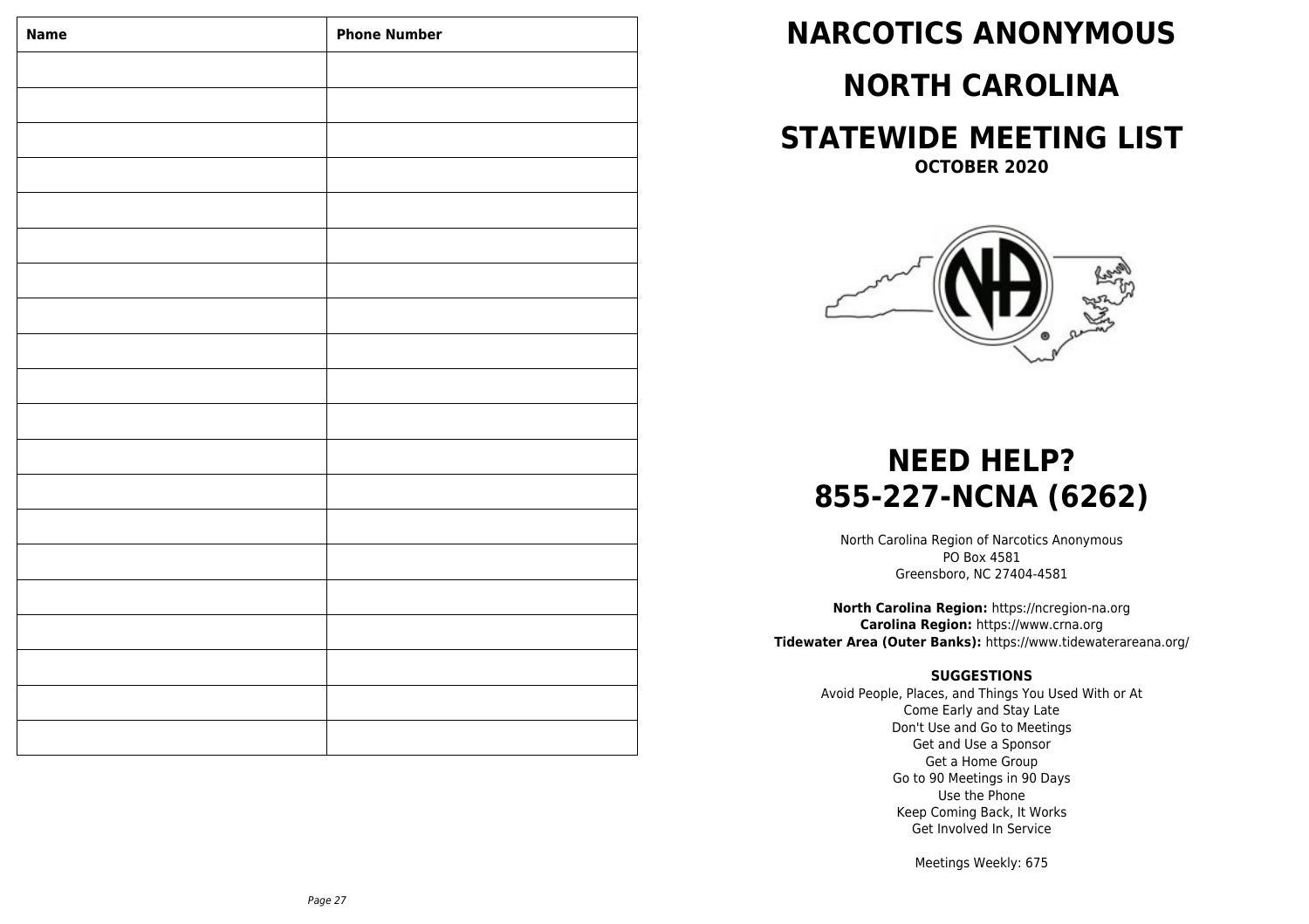| Name | Phone Number |
|---|---|
| | |
| | |
| | |
| | |
| | |
| | |
| | |
| | |
| | |
| | |
| | |
| | |
| | |
| | |
| | |
| | |
| | |
| | |
| | |
| | |

# NARCOTICS ANONYMOUS

# NORTH CAROLINA

# STATEWIDE MEETING LIST

**OCTOBER 2020**

# NEED HELP?
# 855-227-NCNA (6262)

North Carolina Region of Narcotics Anonymous
PO Box 4581
Greensboro, NC 27404-4581

**North Carolina Region:** https://ncregion-na.org
**Carolina Region:** https://www.crna.org
**Tidewater Area (Outer Banks):** https://www.tidewaterareana.org/

**SUGGESTIONS**

Avoid People, Places, and Things You Used With or At
Come Early and Stay Late
Don't Use and Go to Meetings
Get and Use a Sponsor
Get a Home Group
Go to 90 Meetings in 90 Days
Use the Phone
Keep Coming Back, It Works
Get Involved In Service

Meetings Weekly: 675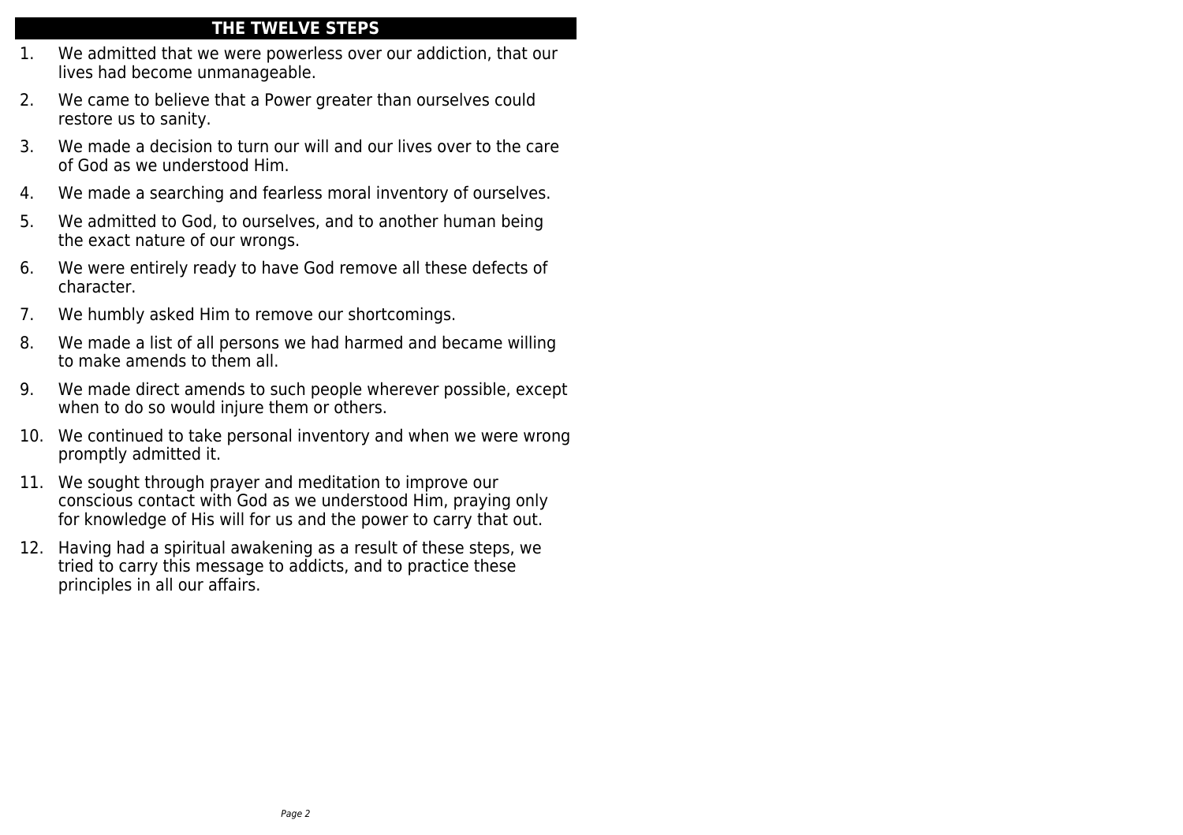## THE TWELVE STEPS

1. We admitted that we were powerless over our addiction, that our lives had become unmanageable.
2. We came to believe that a Power greater than ourselves could restore us to sanity.
3. We made a decision to turn our will and our lives over to the care of God as we understood Him.
4. We made a searching and fearless moral inventory of ourselves.
5. We admitted to God, to ourselves, and to another human being the exact nature of our wrongs.
6. We were entirely ready to have God remove all these defects of character.
7. We humbly asked Him to remove our shortcomings.
8. We made a list of all persons we had harmed and became willing to make amends to them all.
9. We made direct amends to such people wherever possible, except when to do so would injure them or others.
10. We continued to take personal inventory and when we were wrong promptly admitted it.
11. We sought through prayer and meditation to improve our conscious contact with God as we understood Him, praying only for knowledge of His will for us and the power to carry that out.
12. Having had a spiritual awakening as a result of these steps, we tried to carry this message to addicts, and to practice these principles in all our affairs.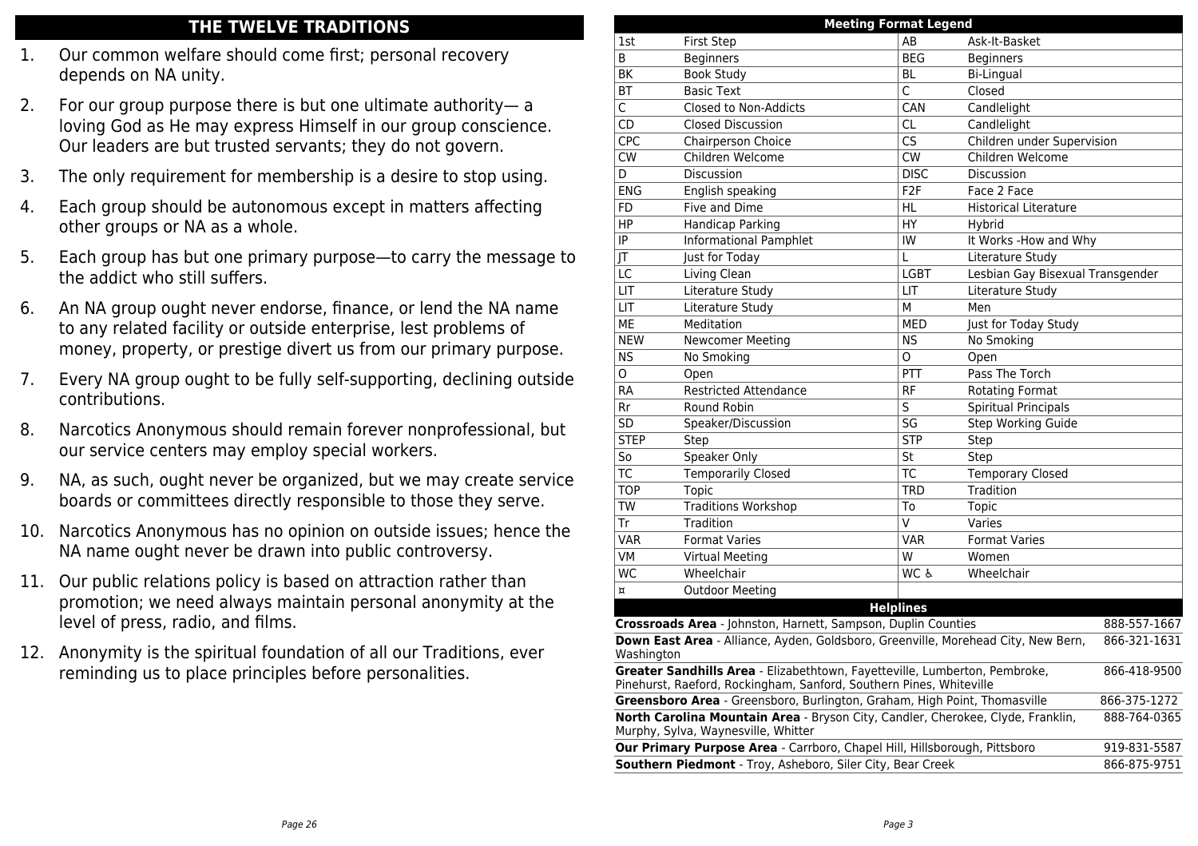## THE TWELVE TRADITIONS

1. Our common welfare should come first; personal recovery depends on NA unity.
2. For our group purpose there is but one ultimate authority— a loving God as He may express Himself in our group conscience. Our leaders are but trusted servants; they do not govern.
3. The only requirement for membership is a desire to stop using.
4. Each group should be autonomous except in matters affecting other groups or NA as a whole.
5. Each group has but one primary purpose—to carry the message to the addict who still suffers.
6. An NA group ought never endorse, finance, or lend the NA name to any related facility or outside enterprise, lest problems of money, property, or prestige divert us from our primary purpose.
7. Every NA group ought to be fully self-supporting, declining outside contributions.
8. Narcotics Anonymous should remain forever nonprofessional, but our service centers may employ special workers.
9. NA, as such, ought never be organized, but we may create service boards or committees directly responsible to those they serve.
10. Narcotics Anonymous has no opinion on outside issues; hence the NA name ought never be drawn into public controversy.
11. Our public relations policy is based on attraction rather than promotion; we need always maintain personal anonymity at the level of press, radio, and films.
12. Anonymity is the spiritual foundation of all our Traditions, ever reminding us to place principles before personalities.

## Meeting Format Legend

| | | | |
|---|---|---|---|
| 1st | First Step | AB | Ask-It-Basket |
| B | Beginners | BEG | Beginners |
| BK | Book Study | BL | Bi-Lingual |
| BT | Basic Text | C | Closed |
| C | Closed to Non-Addicts | CAN | Candlelight |
| CD | Closed Discussion | CL | Candlelight |
| CPC | Chairperson Choice | CS | Children under Supervision |
| CW | Children Welcome | CW | Children Welcome |
| D | Discussion | DISC | Discussion |
| ENG | English speaking | F2F | Face 2 Face |
| FD | Five and Dime | HL | Historical Literature |
| HP | Handicap Parking | HY | Hybrid |
| IP | Informational Pamphlet | IW | It Works -How and Why |
| JT | Just for Today | L | Literature Study |
| LC | Living Clean | LGBT | Lesbian Gay Bisexual Transgender |
| LIT | Literature Study | LIT | Literature Study |
| LIT | Literature Study | M | Men |
| ME | Meditation | MED | Just for Today Study |
| NEW | Newcomer Meeting | NS | No Smoking |
| NS | No Smoking | O | Open |
| O | Open | PTT | Pass The Torch |
| RA | Restricted Attendance | RF | Rotating Format |
| Rr | Round Robin | S | Spiritual Principals |
| SD | Speaker/Discussion | SG | Step Working Guide |
| STEP | Step | STP | Step |
| So | Speaker Only | St | Step |
| TC | Temporarily Closed | TC | Temporary Closed |
| TOP | Topic | TRD | Tradition |
| TW | Traditions Workshop | To | Topic |
| Tr | Tradition | V | Varies |
| VAR | Format Varies | VAR | Format Varies |
| VM | Virtual Meeting | W | Women |
| WC | Wheelchair | WC ♿ | Wheelchair |
| ¤ | Outdoor Meeting | | |

## Helplines

| | |
|---|---|
| **Crossroads Area** - Johnston, Harnett, Sampson, Duplin Counties | 888-557-1667 |
| **Down East Area** - Alliance, Ayden, Goldsboro, Greenville, Morehead City, New Bern, Washington | 866-321-1631 |
| **Greater Sandhills Area** - Elizabethtown, Fayetteville, Lumberton, Pembroke, Pinehurst, Raeford, Rockingham, Sanford, Southern Pines, Whiteville | 866-418-9500 |
| **Greensboro Area** - Greensboro, Burlington, Graham, High Point, Thomasville | 866-375-1272 |
| **North Carolina Mountain Area** - Bryson City, Candler, Cherokee, Clyde, Franklin, Murphy, Sylva, Waynesville, Whitter | 888-764-0365 |
| **Our Primary Purpose Area** - Carrboro, Chapel Hill, Hillsborough, Pittsboro | 919-831-5587 |
| **Southern Piedmont** - Troy, Asheboro, Siler City, Bear Creek | 866-875-9751 |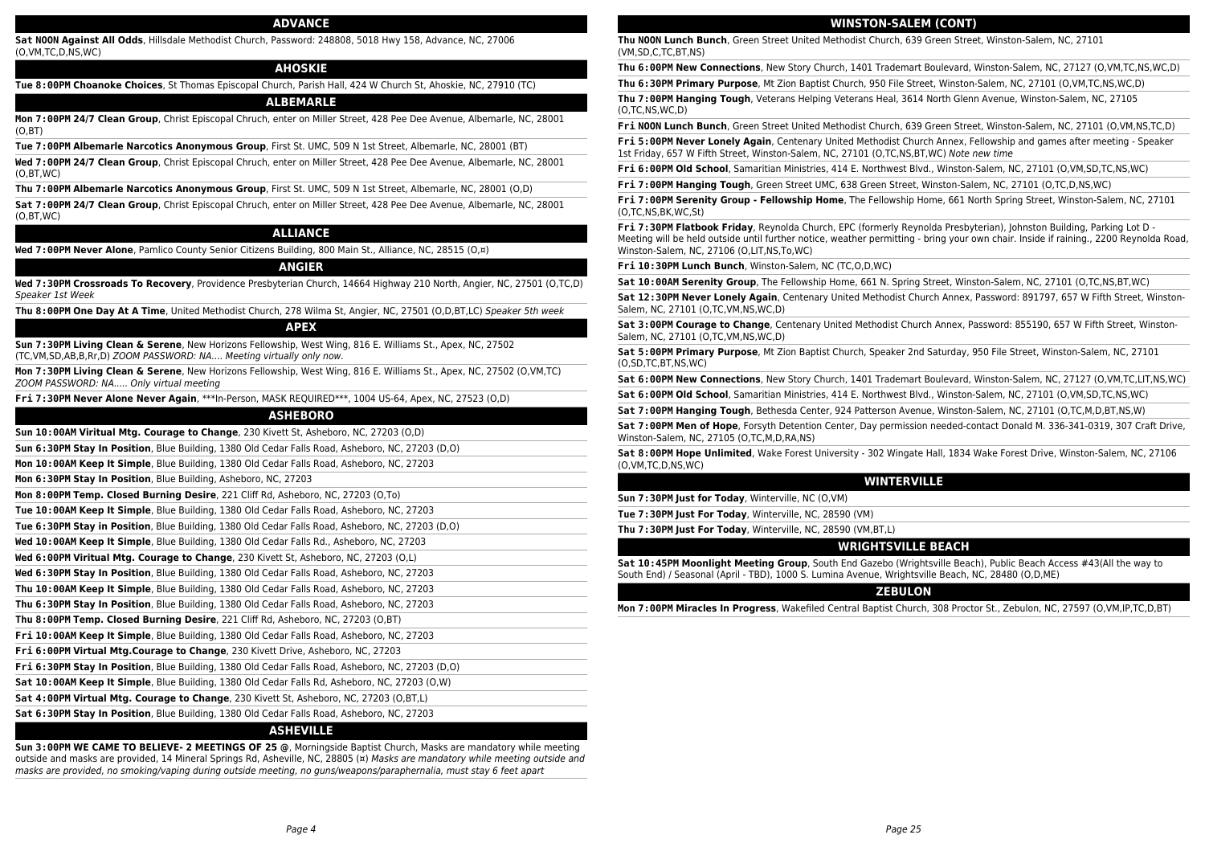## ADVANCE

**Sat NOON Against All Odds**, Hillsdale Methodist Church, Password: 248808, 5018 Hwy 158, Advance, NC, 27006 (O,VM,TC,D,NS,WC)

## AHOSKIE

**Tue 8:00PM Choanoke Choices**, St Thomas Episcopal Church, Parish Hall, 424 W Church St, Ahoskie, NC, 27910 (TC)

## ALBEMARLE

**Mon 7:00PM 24/7 Clean Group**, Christ Episcopal Chruch, enter on Miller Street, 428 Pee Dee Avenue, Albemarle, NC, 28001 (O,BT)

**Tue 7:00PM Albemarle Narcotics Anonymous Group**, First St. UMC, 509 N 1st Street, Albemarle, NC, 28001 (BT)

**Wed 7:00PM 24/7 Clean Group**, Christ Episcopal Chruch, enter on Miller Street, 428 Pee Dee Avenue, Albemarle, NC, 28001 (O,BT,WC)

**Thu 7:00PM Albemarle Narcotics Anonymous Group**, First St. UMC, 509 N 1st Street, Albemarle, NC, 28001 (O,D)

**Sat 7:00PM 24/7 Clean Group**, Christ Episcopal Chruch, enter on Miller Street, 428 Pee Dee Avenue, Albemarle, NC, 28001 (O,BT,WC)

## ALLIANCE

**Wed 7:00PM Never Alone**, Pamlico County Senior Citizens Building, 800 Main St., Alliance, NC, 28515 (O,¤)

## ANGIER

**Wed 7:30PM Crossroads To Recovery**, Providence Presbyterian Church, 14664 Highway 210 North, Angier, NC, 27501 (O,TC,D) *Speaker 1st Week*

**Thu 8:00PM One Day At A Time**, United Methodist Church, 278 Wilma St, Angier, NC, 27501 (O,D,BT,LC) *Speaker 5th week*

## APEX

**Sun 7:30PM Living Clean & Serene**, New Horizons Fellowship, West Wing, 816 E. Williams St., Apex, NC, 27502 (TC,VM,SD,AB,B,Rr,D) *ZOOM PASSWORD: NA.... Meeting virtually only now.*

**Mon 7:30PM Living Clean & Serene**, New Horizons Fellowship, West Wing, 816 E. Williams St., Apex, NC, 27502 (O,VM,TC) *ZOOM PASSWORD: NA..... Only virtual meeting*

**Fri 7:30PM Never Alone Never Again**, ***In-Person, MASK REQUIRED***, 1004 US-64, Apex, NC, 27523 (O,D)

## ASHEBORO

**Sun 10:00AM Viritual Mtg. Courage to Change**, 230 Kivett St, Asheboro, NC, 27203 (O,D)

**Sun 6:30PM Stay In Position**, Blue Building, 1380 Old Cedar Falls Road, Asheboro, NC, 27203 (D,O)

**Mon 10:00AM Keep It Simple**, Blue Building, 1380 Old Cedar Falls Road, Asheboro, NC, 27203

**Mon 6:30PM Stay In Position**, Blue Building, Asheboro, NC, 27203

**Mon 8:00PM Temp. Closed Burning Desire**, 221 Cliff Rd, Asheboro, NC, 27203 (O,To)

**Tue 10:00AM Keep It Simple**, Blue Building, 1380 Old Cedar Falls Road, Asheboro, NC, 27203

**Tue 6:30PM Stay in Position**, Blue Building, 1380 Old Cedar Falls Road, Asheboro, NC, 27203 (D,O)

**Wed 10:00AM Keep It Simple**, Blue Building, 1380 Old Cedar Falls Rd., Asheboro, NC, 27203

**Wed 6:00PM Viritual Mtg. Courage to Change**, 230 Kivett St, Asheboro, NC, 27203 (O,L)

**Wed 6:30PM Stay In Position**, Blue Building, 1380 Old Cedar Falls Road, Asheboro, NC, 27203

**Thu 10:00AM Keep It Simple**, Blue Building, 1380 Old Cedar Falls Road, Asheboro, NC, 27203

**Thu 6:30PM Stay In Position**, Blue Building, 1380 Old Cedar Falls Road, Asheboro, NC, 27203

**Thu 8:00PM Temp. Closed Burning Desire**, 221 Cliff Rd, Asheboro, NC, 27203 (O,BT)

**Fri 10:00AM Keep It Simple**, Blue Building, 1380 Old Cedar Falls Road, Asheboro, NC, 27203

**Fri 6:00PM Virtual Mtg.Courage to Change**, 230 Kivett Drive, Asheboro, NC, 27203

**Fri 6:30PM Stay In Position**, Blue Building, 1380 Old Cedar Falls Road, Asheboro, NC, 27203 (D,O)

**Sat 10:00AM Keep It Simple**, Blue Building, 1380 Old Cedar Falls Rd, Asheboro, NC, 27203 (O,W)

**Sat 4:00PM Virtual Mtg. Courage to Change**, 230 Kivett St, Asheboro, NC, 27203 (O,BT,L)

**Sat 6:30PM Stay In Position**, Blue Building, 1380 Old Cedar Falls Road, Asheboro, NC, 27203

## ASHEVILLE

**Sun 3:00PM WE CAME TO BELIEVE- 2 MEETINGS OF 25 @**, Morningside Baptist Church, Masks are mandatory while meeting outside and masks are provided, 14 Mineral Springs Rd, Asheville, NC, 28805 (¤) *Masks are mandatory while meeting outside and masks are provided, no smoking/vaping during outside meeting, no guns/weapons/paraphernalia, must stay 6 feet apart*

## WINSTON-SALEM (CONT)

**Thu NOON Lunch Bunch**, Green Street United Methodist Church, 639 Green Street, Winston-Salem, NC, 27101 (VM,SD,C,TC,BT,NS)

**Thu 6:00PM New Connections**, New Story Church, 1401 Trademart Boulevard, Winston-Salem, NC, 27127 (O,VM,TC,NS,WC,D)

**Thu 6:30PM Primary Purpose**, Mt Zion Baptist Church, 950 File Street, Winston-Salem, NC, 27101 (O,VM,TC,NS,WC,D)

**Thu 7:00PM Hanging Tough**, Veterans Helping Veterans Heal, 3614 North Glenn Avenue, Winston-Salem, NC, 27105 (O,TC,NS,WC,D)

**Fri NOON Lunch Bunch**, Green Street United Methodist Church, 639 Green Street, Winston-Salem, NC, 27101 (O,VM,NS,TC,D)

**Fri 5:00PM Never Lonely Again**, Centenary United Methodist Church Annex, Fellowship and games after meeting - Speaker 1st Friday, 657 W Fifth Street, Winston-Salem, NC, 27101 (O,TC,NS,BT,WC) *Note new time*

**Fri 6:00PM Old School**, Samaritian Ministries, 414 E. Northwest Blvd., Winston-Salem, NC, 27101 (O,VM,SD,TC,NS,WC)

**Fri 7:00PM Hanging Tough**, Green Street UMC, 638 Green Street, Winston-Salem, NC, 27101 (O,TC,D,NS,WC)

**Fri 7:00PM Serenity Group - Fellowship Home**, The Fellowship Home, 661 North Spring Street, Winston-Salem, NC, 27101 (O,TC,NS,BK,WC,St)

**Fri 7:30PM Flatbook Friday**, Reynolda Church, EPC (formerly Reynolda Presbyterian), Johnston Building, Parking Lot D - Meeting will be held outside until further notice, weather permitting - bring your own chair. Inside if raining., 2200 Reynolda Road, Winston-Salem, NC, 27106 (O,LIT,NS,To,WC)

**Fri 10:30PM Lunch Bunch**, Winston-Salem, NC (TC,O,D,WC)

**Sat 10:00AM Serenity Group**, The Fellowship Home, 661 N. Spring Street, Winston-Salem, NC, 27101 (O,TC,NS,BT,WC)

**Sat 12:30PM Never Lonely Again**, Centenary United Methodist Church Annex, Password: 891797, 657 W Fifth Street, Winston-Salem, NC, 27101 (O,TC,VM,NS,WC,D)

**Sat 3:00PM Courage to Change**, Centenary United Methodist Church Annex, Password: 855190, 657 W Fifth Street, Winston-Salem, NC, 27101 (O,TC,VM,NS,WC,D)

**Sat 5:00PM Primary Purpose**, Mt Zion Baptist Church, Speaker 2nd Saturday, 950 File Street, Winston-Salem, NC, 27101 (O,SD,TC,BT,NS,WC)

**Sat 6:00PM New Connections**, New Story Church, 1401 Trademart Boulevard, Winston-Salem, NC, 27127 (O,VM,TC,LIT,NS,WC)

**Sat 6:00PM Old School**, Samaritian Ministries, 414 E. Northwest Blvd., Winston-Salem, NC, 27101 (O,VM,SD,TC,NS,WC)

**Sat 7:00PM Hanging Tough**, Bethesda Center, 924 Patterson Avenue, Winston-Salem, NC, 27101 (O,TC,M,D,BT,NS,W)

**Sat 7:00PM Men of Hope**, Forsyth Detention Center, Day permission needed-contact Donald M. 336-341-0319, 307 Craft Drive, Winston-Salem, NC, 27105 (O,TC,M,D,RA,NS)

**Sat 8:00PM Hope Unlimited**, Wake Forest University - 302 Wingate Hall, 1834 Wake Forest Drive, Winston-Salem, NC, 27106 (O,VM,TC,D,NS,WC)

## WINTERVILLE

**Sun 7:30PM Just for Today**, Winterville, NC (O,VM)

**Tue 7:30PM Just For Today**, Winterville, NC, 28590 (VM)

**Thu 7:30PM Just For Today**, Winterville, NC, 28590 (VM,BT,L)

## WRIGHTSVILLE BEACH

**Sat 10:45PM Moonlight Meeting Group**, South End Gazebo (Wrightsville Beach), Public Beach Access #43(All the way to South End) / Seasonal (April - TBD), 1000 S. Lumina Avenue, Wrightsville Beach, NC, 28480 (O,D,ME)

## ZEBULON

**Mon 7:00PM Miracles In Progress**, Wakefiled Central Baptist Church, 308 Proctor St., Zebulon, NC, 27597 (O,VM,IP,TC,D,BT)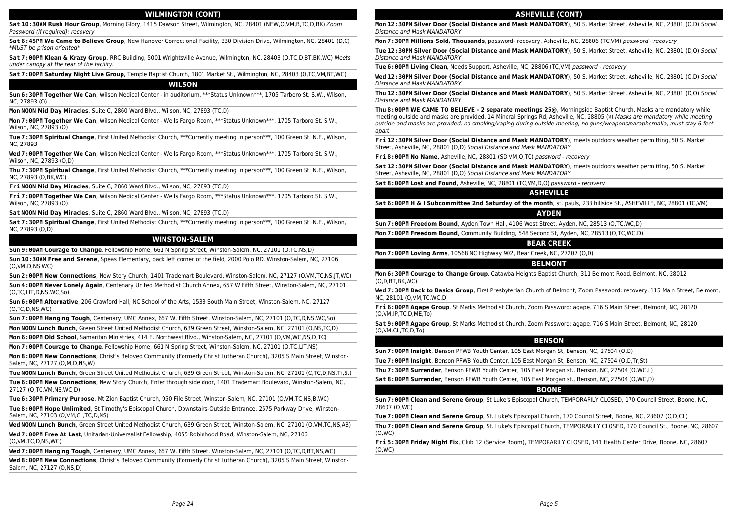## WILMINGTON (CONT)

**Sat 10:30AM Rush Hour Group**, Morning Glory, 1415 Dawson Street, Wilmington, NC, 28401 (NEW,O,VM,B,TC,D,BK) *Zoom Password (if required): recovery*

**Sat 6:45PM We Came to Believe Group**, New Hanover Correctional Facility, 330 Division Drive, Wilmington, NC, 28401 (D,C) *\*MUST be prison oriented\**

**Sat 7:00PM Klean & Krazy Group**, RRC Building, 5001 Wrightsville Avenue, Wilmington, NC, 28403 (O,TC,D,BT,BK,WC) *Meets under canopy at the rear of the facility.*

**Sat 7:00PM Saturday Night Live Group**, Temple Baptist Church, 1801 Market St., Wilmington, NC, 28403 (O,TC,VM,BT,WC)

## WILSON

**Sun 6:30PM Together We Can**, Wilson Medical Center - in auditorium, \*\*\*Status Unknown\*\*\*, 1705 Tarboro St. S.W., Wilson, NC, 27893 (O)

**Mon NOON Mid Day Miracles**, Suite C, 2860 Ward Blvd., Wilson, NC, 27893 (TC,D)

**Mon 7:00PM Together We Can**, Wilson Medical Center - Wells Fargo Room, \*\*\*Status Unknown\*\*\*, 1705 Tarboro St. S.W., Wilson, NC, 27893 (O)

**Tue 7:30PM Spiritual Change**, First United Methodist Church, \*\*\*Currently meeting in person\*\*\*, 100 Green St. N.E., Wilson, NC, 27893

**Wed 7:00PM Together We Can**, Wilson Medical Center - Wells Fargo Room, \*\*\*Status Unknown\*\*\*, 1705 Tarboro St. S.W., Wilson, NC, 27893 (O,D)

**Thu 7:30PM Spiritual Change**, First United Methodist Church, \*\*\*Currently meeting in person\*\*\*, 100 Green St. N.E., Wilson, NC, 27893 (O,BK,WC)

**Fri NOON Mid Day Miracles**, Suite C, 2860 Ward Blvd., Wilson, NC, 27893 (TC,D)

**Fri 7:00PM Together We Can**, Wilson Medical Center - Wells Fargo Room, \*\*\*Status Unknown\*\*\*, 1705 Tarboro St. S.W., Wilson, NC, 27893 (O)

**Sat NOON Mid Day Miracles**, Suite C, 2860 Ward Blvd., Wilson, NC, 27893 (TC,D)

**Sat 7:30PM Spiritual Change**, First United Methodist Church, \*\*\*Currently meeting in person\*\*\*, 100 Green St. N.E., Wilson, NC, 27893 (O,D)

## WINSTON-SALEM

**Sun 9:00AM Courage to Change**, Fellowship Home, 661 N Spring Street, Winston-Salem, NC, 27101 (O,TC,NS,D)

**Sun 10:30AM Free and Serene**, Speas Elementary, back left corner of the field, 2000 Polo RD, Winston-Salem, NC, 27106 (O,VM,D,NS,WC)

**Sun 2:00PM New Connections**, New Story Church, 1401 Trademart Boulevard, Winston-Salem, NC, 27127 (O,VM,TC,NS,JT,WC)

**Sun 4:00PM Never Lonely Again**, Centenary United Methodist Church Annex, 657 W Fifth Street, Winston-Salem, NC, 27101 (O,TC,LIT,D,NS,WC,So)

**Sun 6:00PM Alternative**, 206 Crawford Hall, NC School of the Arts, 1533 South Main Street, Winston-Salem, NC, 27127 (O,TC,D,NS,WC)

**Sun 7:00PM Hanging Tough**, Centenary, UMC Annex, 657 W. Fifth Street, Winston-Salem, NC, 27101 (O,TC,D,NS,WC,So)

**Mon NOON Lunch Bunch**, Green Street United Methodist Church, 639 Green Street, Winston-Salem, NC, 27101 (O,NS,TC,D)

**Mon 6:00PM Old School**, Samaritan Ministries, 414 E. Northwest Blvd., Winston-Salem, NC, 27101 (O,VM,WC,NS,D,TC)

**Mon 7:00PM Courage to Change**, Fellowship Home, 661 N Spring Street, Winston-Salem, NC, 27101 (O,TC,LIT,NS)

**Mon 8:00PM New Connections**, Christ's Beloved Community (Formerly Christ Lutheran Church), 3205 S Main Street, Winston-Salem, NC, 27127 (O,M,D,NS,W)

**Tue NOON Lunch Bunch**, Green Street United Methodist Church, 639 Green Street, Winston-Salem, NC, 27101 (C,TC,D,NS,Tr,St)

**Tue 6:00PM New Connections**, New Story Church, Enter through side door, 1401 Trademart Boulevard, Winston-Salem, NC, 27127 (O,TC,VM,NS,WC,D)

**Tue 6:30PM Primary Purpose**, Mt Zion Baptist Church, 950 File Street, Winston-Salem, NC, 27101 (O,VM,TC,NS,B,WC)

**Tue 8:00PM Hope Unlimited**, St Timothy's Episcopal Church, Downstairs-Outside Entrance, 2575 Parkway Drive, Winston-Salem, NC, 27103 (O,VM,CL,TC,D,NS)

**Wed NOON Lunch Bunch**, Green Street United Methodist Church, 639 Green Street, Winston-Salem, NC, 27101 (O,VM,TC,NS,AB)

**Wed 7:00PM Free At Last**, Unitarian-Universalist Fellowship, 4055 Robinhood Road, Winston-Salem, NC, 27106 (O,VM,TC,D,NS,WC)

**Wed 7:00PM Hanging Tough**, Centenary, UMC Annex, 657 W. Fifth Street, Winston-Salem, NC, 27101 (O,TC,D,BT,NS,WC)

**Wed 8:00PM New Connections**, Christ's Beloved Community (Formerly Christ Lutheran Church), 3205 S Main Street, Winston-Salem, NC, 27127 (O,NS,D)

## ASHEVILLE (CONT)

**Mon 12:30PM Silver Door (Social Distance and Mask MANDATORY)**, 50 S. Market Street, Asheville, NC, 28801 (O,D) *Social Distance and Mask MANDATORY*

**Mon 7:30PM Millions Sold, Thousands**, password- recovery, Asheville, NC, 28806 (TC,VM) *password - recovery*

**Tue 12:30PM Silver Door (Social Distance and Mask MANDATORY)**, 50 S. Market Street, Asheville, NC, 28801 (D,O) *Social Distance and Mask MANDATORY*

**Tue 6:00PM Living Clean**, Needs Support, Asheville, NC, 28806 (TC,VM) *password - recovery*

**Wed 12:30PM Silver Door (Social Distance and Mask MANDATORY)**, 50 S. Market Street, Asheville, NC, 28801 (O,D) *Social Distance and Mask MANDATORY*

**Thu 12:30PM Silver Door (Social Distance and Mask MANDATORY)**, 50 S. Market Street, Asheville, NC, 28801 (D,O) *Social Distance and Mask MANDATORY*

**Thu 8:00PM WE CAME TO BELIEVE - 2 separate meetings 25@**, Morningside Baptist Church, Masks are mandatory while meeting outside and masks are provided, 14 Mineral Springs Rd, Asheville, NC, 28805 (¤) *Masks are mandatory while meeting outside and masks are provided, no smoking/vaping during outside meeting, no guns/weapons/paraphernalia, must stay 6 feet apart*

**Fri 12:30PM Silver Door (Social Distance and Mask MANDATORY)**, meets outdoors weather permitting, 50 S. Market Street, Asheville, NC, 28801 (O,D) *Social Distance and Mask MANDATORY*

**Fri 8:00PM No Name**, Asheville, NC, 28801 (SD,VM,O,TC) *password - recovery*

**Sat 12:30PM Silver Door (Social Distance and Mask MANDATORY)**, meets outdoors weather permitting, 50 S. Market Street, Asheville, NC, 28801 (D,O) *Social Distance and Mask MANDATORY*

**Sat 8:00PM Lost and Found**, Asheville, NC, 28801 (TC,VM,D,O) *password - recovery*

## ASHEVILLE

**Sat 6:00PM H & I Subcommittee 2nd Saturday of the month**, st. pauls, 233 hillside St., ASHEVILLE, NC, 28801 (TC,VM)

## AYDEN

**Sun 7:00PM Freedom Bound**, Ayden Town Hall, 4106 West Street, Ayden, NC, 28513 (O,TC,WC,D)

**Mon 7:00PM Freedom Bound**, Community Building, 548 Second St, Ayden, NC, 28513 (O,TC,WC,D)

## BEAR CREEK

**Mon 7:00PM Loving Arms**, 10568 NC Highway 902, Bear Creek, NC, 27207 (O,D)

## BELMONT

**Mon 6:30PM Courage to Change Group**, Catawba Heights Baptist Church, 311 Belmont Road, Belmont, NC, 28012 (O,D,BT,BK,WC)

**Wed 7:30PM Back to Basics Group**, First Presbyterian Church of Belmont, Zoom Password: recovery, 115 Main Street, Belmont, NC, 28101 (O,VM,TC,WC,D)

**Fri 6:00PM Agape Group**, St Marks Methodist Church, Zoom Password: agape, 716 S Main Street, Belmont, NC, 28120 (O,VM,IP,TC,D,ME,To)

**Sat 9:00PM Agape Group**, St Marks Methodist Church, Zoom Password: agape, 716 S Main Street, Belmont, NC, 28120 (O,VM,CL,TC,D,To)

## BENSON

**Sun 7:00PM Insight**, Benson PFWB Youth Center, 105 East Morgan St, Benson, NC, 27504 (O,D)

**Tue 7:00PM Insight**, Benson PFWB Youth Center, 105 East Morgan St, Benson, NC, 27504 (O,D,Tr,St)

**Thu 7:30PM Surrender**, Benson PFWB Youth Center, 105 East Morgan st., Benson, NC, 27504 (O,WC,L)

**Sat 8:00PM Surrender**, Benson PFWB Youth Center, 105 East Morgan st., Benson, NC, 27504 (O,WC,D)

## BOONE

**Sun 7:00PM Clean and Serene Group**, St Luke's Episcopal Church, TEMPORARILY CLOSED, 170 Council Street, Boone, NC, 28607 (O,WC)

**Tue 7:00PM Clean and Serene Group**, St. Luke's Episcopal Church, 170 Council Street, Boone, NC, 28607 (O,D,CL)

**Thu 7:00PM Clean and Serene Group**, St. Luke's Episcopal Church, TEMPORARILY CLOSED, 170 Council St., Boone, NC, 28607 (O,WC)

**Fri 5:30PM Friday Night Fix**, Club 12 (Service Room), TEMPORARILY CLOSED, 141 Health Center Drive, Boone, NC, 28607 (O,WC)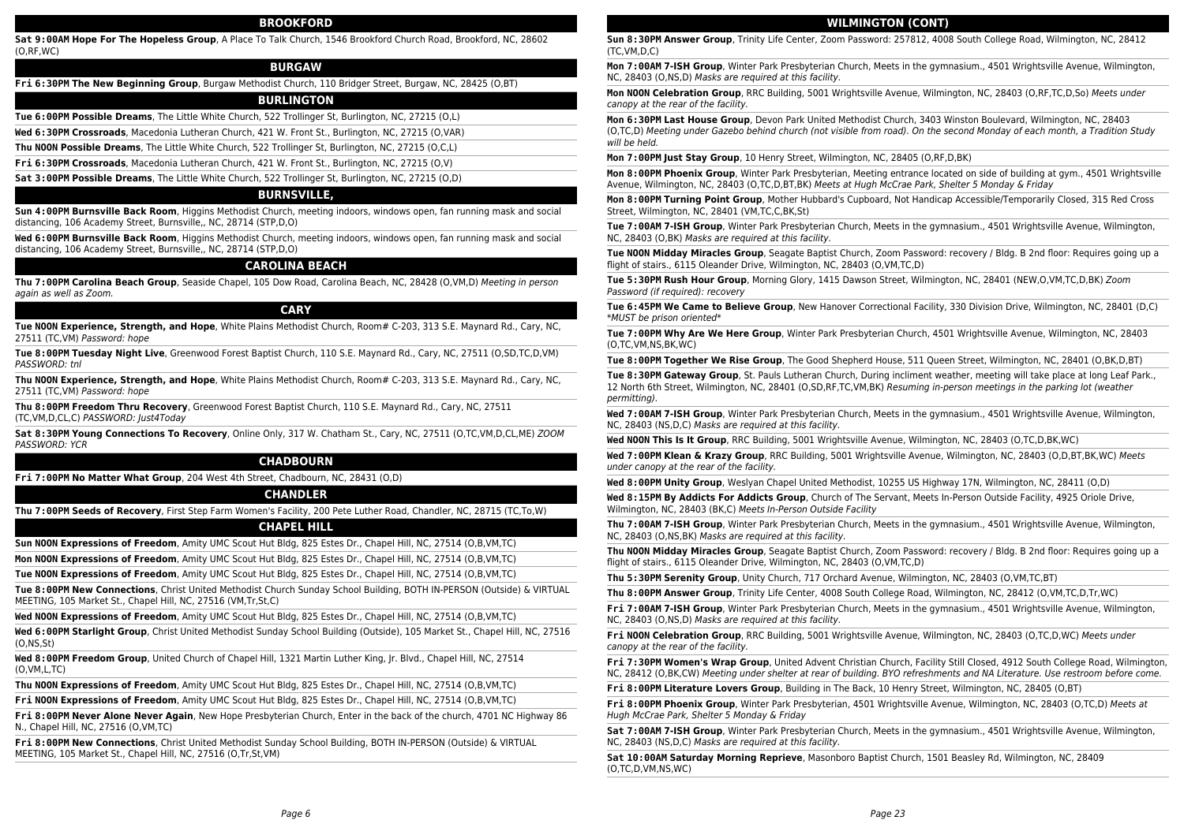## BROOKFORD

**Sat 9:00AM Hope For The Hopeless Group**, A Place To Talk Church, 1546 Brookford Church Road, Brookford, NC, 28602 (O,RF,WC)

## BURGAW

**Fri 6:30PM The New Beginning Group**, Burgaw Methodist Church, 110 Bridger Street, Burgaw, NC, 28425 (O,BT)

## BURLINGTON

**Tue 6:00PM Possible Dreams**, The Little White Church, 522 Trollinger St, Burlington, NC, 27215 (O,L)

**Wed 6:30PM Crossroads**, Macedonia Lutheran Church, 421 W. Front St., Burlington, NC, 27215 (O,VAR)

**Thu NOON Possible Dreams**, The Little White Church, 522 Trollinger St, Burlington, NC, 27215 (O,C,L)

**Fri 6:30PM Crossroads**, Macedonia Lutheran Church, 421 W. Front St., Burlington, NC, 27215 (O,V)

**Sat 3:00PM Possible Dreams**, The Little White Church, 522 Trollinger St, Burlington, NC, 27215 (O,D)

## BURNSVILLE,

**Sun 4:00PM Burnsville Back Room**, Higgins Methodist Church, meeting indoors, windows open, fan running mask and social distancing, 106 Academy Street, Burnsville,, NC, 28714 (STP,D,O)

**Wed 6:00PM Burnsville Back Room**, Higgins Methodist Church, meeting indoors, windows open, fan running mask and social distancing, 106 Academy Street, Burnsville,, NC, 28714 (STP,D,O)

## CAROLINA BEACH

**Thu 7:00PM Carolina Beach Group**, Seaside Chapel, 105 Dow Road, Carolina Beach, NC, 28428 (O,VM,D) *Meeting in person again as well as Zoom.*

## CARY

**Tue NOON Experience, Strength, and Hope**, White Plains Methodist Church, Room# C-203, 313 S.E. Maynard Rd., Cary, NC, 27511 (TC,VM) *Password: hope*

**Tue 8:00PM Tuesday Night Live**, Greenwood Forest Baptist Church, 110 S.E. Maynard Rd., Cary, NC, 27511 (O,SD,TC,D,VM) *PASSWORD: tnl*

**Thu NOON Experience, Strength, and Hope**, White Plains Methodist Church, Room# C-203, 313 S.E. Maynard Rd., Cary, NC, 27511 (TC,VM) *Password: hope*

**Thu 8:00PM Freedom Thru Recovery**, Greenwood Forest Baptist Church, 110 S.E. Maynard Rd., Cary, NC, 27511 (TC,VM,D,CL,C) *PASSWORD: Just4Today*

**Sat 8:30PM Young Connections To Recovery**, Online Only, 317 W. Chatham St., Cary, NC, 27511 (O,TC,VM,D,CL,ME) *ZOOM PASSWORD: YCR*

## CHADBOURN

**Fri 7:00PM No Matter What Group**, 204 West 4th Street, Chadbourn, NC, 28431 (O,D)

## CHANDLER

**Thu 7:00PM Seeds of Recovery**, First Step Farm Women's Facility, 200 Pete Luther Road, Chandler, NC, 28715 (TC,To,W)

## CHAPEL HILL

**Sun NOON Expressions of Freedom**, Amity UMC Scout Hut Bldg, 825 Estes Dr., Chapel Hill, NC, 27514 (O,B,VM,TC)

**Mon NOON Expressions of Freedom**, Amity UMC Scout Hut Bldg, 825 Estes Dr., Chapel Hill, NC, 27514 (O,B,VM,TC)

**Tue NOON Expressions of Freedom**, Amity UMC Scout Hut Bldg, 825 Estes Dr., Chapel Hill, NC, 27514 (O,B,VM,TC)

**Tue 8:00PM New Connections**, Christ United Methodist Church Sunday School Building, BOTH IN-PERSON (Outside) & VIRTUAL MEETING, 105 Market St., Chapel Hill, NC, 27516 (VM,Tr,St,C)

**Wed NOON Expressions of Freedom**, Amity UMC Scout Hut Bldg, 825 Estes Dr., Chapel Hill, NC, 27514 (O,B,VM,TC)

**Wed 6:00PM Starlight Group**, Christ United Methodist Sunday School Building (Outside), 105 Market St., Chapel Hill, NC, 27516 (O,NS,St)

**Wed 8:00PM Freedom Group**, United Church of Chapel Hill, 1321 Martin Luther King, Jr. Blvd., Chapel Hill, NC, 27514 (O,VM,L,TC)

**Thu NOON Expressions of Freedom**, Amity UMC Scout Hut Bldg, 825 Estes Dr., Chapel Hill, NC, 27514 (O,B,VM,TC)

**Fri NOON Expressions of Freedom**, Amity UMC Scout Hut Bldg, 825 Estes Dr., Chapel Hill, NC, 27514 (O,B,VM,TC)

**Fri 8:00PM Never Alone Never Again**, New Hope Presbyterian Church, Enter in the back of the church, 4701 NC Highway 86 N., Chapel Hill, NC, 27516 (O,VM,TC)

**Fri 8:00PM New Connections**, Christ United Methodist Sunday School Building, BOTH IN-PERSON (Outside) & VIRTUAL MEETING, 105 Market St., Chapel Hill, NC, 27516 (O,Tr,St,VM)

## WILMINGTON (CONT)

**Sun 8:30PM Answer Group**, Trinity Life Center, Zoom Password: 257812, 4008 South College Road, Wilmington, NC, 28412 (TC,VM,D,C)

**Mon 7:00AM 7-ISH Group**, Winter Park Presbyterian Church, Meets in the gymnasium., 4501 Wrightsville Avenue, Wilmington, NC, 28403 (O,NS,D) *Masks are required at this facility.*

**Mon NOON Celebration Group**, RRC Building, 5001 Wrightsville Avenue, Wilmington, NC, 28403 (O,RF,TC,D,So) *Meets under canopy at the rear of the facility.*

**Mon 6:30PM Last House Group**, Devon Park United Methodist Church, 3403 Winston Boulevard, Wilmington, NC, 28403 (O,TC,D) *Meeting under Gazebo behind church (not visible from road). On the second Monday of each month, a Tradition Study will be held.*

**Mon 7:00PM Just Stay Group**, 10 Henry Street, Wilmington, NC, 28405 (O,RF,D,BK)

**Mon 8:00PM Phoenix Group**, Winter Park Presbyterian, Meeting entrance located on side of building at gym., 4501 Wrightsville Avenue, Wilmington, NC, 28403 (O,TC,D,BT,BK) *Meets at Hugh McCrae Park, Shelter 5 Monday & Friday*

**Mon 8:00PM Turning Point Group**, Mother Hubbard's Cupboard, Not Handicap Accessible/Temporarily Closed, 315 Red Cross Street, Wilmington, NC, 28401 (VM,TC,C,BK,St)

**Tue 7:00AM 7-ISH Group**, Winter Park Presbyterian Church, Meets in the gymnasium., 4501 Wrightsville Avenue, Wilmington, NC, 28403 (O,BK) *Masks are required at this facility.*

**Tue NOON Midday Miracles Group**, Seagate Baptist Church, Zoom Password: recovery / Bldg. B 2nd floor: Requires going up a flight of stairs., 6115 Oleander Drive, Wilmington, NC, 28403 (O,VM,TC,D)

**Tue 5:30PM Rush Hour Group**, Morning Glory, 1415 Dawson Street, Wilmington, NC, 28401 (NEW,O,VM,TC,D,BK) *Zoom Password (if required): recovery*

**Tue 6:45PM We Came to Believe Group**, New Hanover Correctional Facility, 330 Division Drive, Wilmington, NC, 28401 (D,C) *\*MUST be prison oriented\**

**Tue 7:00PM Why Are We Here Group**, Winter Park Presbyterian Church, 4501 Wrightsville Avenue, Wilmington, NC, 28403 (O,TC,VM,NS,BK,WC)

**Tue 8:00PM Together We Rise Group**, The Good Shepherd House, 511 Queen Street, Wilmington, NC, 28401 (O,BK,D,BT)

**Tue 8:30PM Gateway Group**, St. Pauls Lutheran Church, During incliment weather, meeting will take place at long Leaf Park., 12 North 6th Street, Wilmington, NC, 28401 (O,SD,RF,TC,VM,BK) *Resuming in-person meetings in the parking lot (weather permitting).*

**Wed 7:00AM 7-ISH Group**, Winter Park Presbyterian Church, Meets in the gymnasium., 4501 Wrightsville Avenue, Wilmington, NC, 28403 (NS,D,C) *Masks are required at this facility.*

**Wed NOON This Is It Group**, RRC Building, 5001 Wrightsville Avenue, Wilmington, NC, 28403 (O,TC,D,BK,WC)

**Wed 7:00PM Klean & Krazy Group**, RRC Building, 5001 Wrightsville Avenue, Wilmington, NC, 28403 (O,D,BT,BK,WC) *Meets under canopy at the rear of the facility.*

**Wed 8:00PM Unity Group**, Weslyan Chapel United Methodist, 10255 US Highway 17N, Wilmington, NC, 28411 (O,D)

**Wed 8:15PM By Addicts For Addicts Group**, Church of The Servant, Meets In-Person Outside Facility, 4925 Oriole Drive, Wilmington, NC, 28403 (BK,C) *Meets In-Person Outside Facility*

**Thu 7:00AM 7-ISH Group**, Winter Park Presbyterian Church, Meets in the gymnasium., 4501 Wrightsville Avenue, Wilmington, NC, 28403 (O,NS,BK) *Masks are required at this facility.*

**Thu NOON Midday Miracles Group**, Seagate Baptist Church, Zoom Password: recovery / Bldg. B 2nd floor: Requires going up a flight of stairs., 6115 Oleander Drive, Wilmington, NC, 28403 (O,VM,TC,D)

**Thu 5:30PM Serenity Group**, Unity Church, 717 Orchard Avenue, Wilmington, NC, 28403 (O,VM,TC,BT)

**Thu 8:00PM Answer Group**, Trinity Life Center, 4008 South College Road, Wilmington, NC, 28412 (O,VM,TC,D,Tr,WC)

**Fri 7:00AM 7-ISH Group**, Winter Park Presbyterian Church, Meets in the gymnasium., 4501 Wrightsville Avenue, Wilmington, NC, 28403 (O,NS,D) *Masks are required at this facility.*

**Fri NOON Celebration Group**, RRC Building, 5001 Wrightsville Avenue, Wilmington, NC, 28403 (O,TC,D,WC) *Meets under canopy at the rear of the facility.*

**Fri 7:30PM Women's Wrap Group**, United Advent Christian Church, Facility Still Closed, 4912 South College Road, Wilmington, NC, 28412 (O,BK,CW) *Meeting under shelter at rear of building. BYO refreshments and NA Literature. Use restroom before come.*

**Fri 8:00PM Literature Lovers Group**, Building in The Back, 10 Henry Street, Wilmington, NC, 28405 (O,BT)

**Fri 8:00PM Phoenix Group**, Winter Park Presbyterian, 4501 Wrightsville Avenue, Wilmington, NC, 28403 (O,TC,D) *Meets at Hugh McCrae Park, Shelter 5 Monday & Friday*

**Sat 7:00AM 7-ISH Group**, Winter Park Presbyterian Church, Meets in the gymnasium., 4501 Wrightsville Avenue, Wilmington, NC, 28403 (NS,D,C) *Masks are required at this facility.*

**Sat 10:00AM Saturday Morning Reprieve**, Masonboro Baptist Church, 1501 Beasley Rd, Wilmington, NC, 28409 (O,TC,D,VM,NS,WC)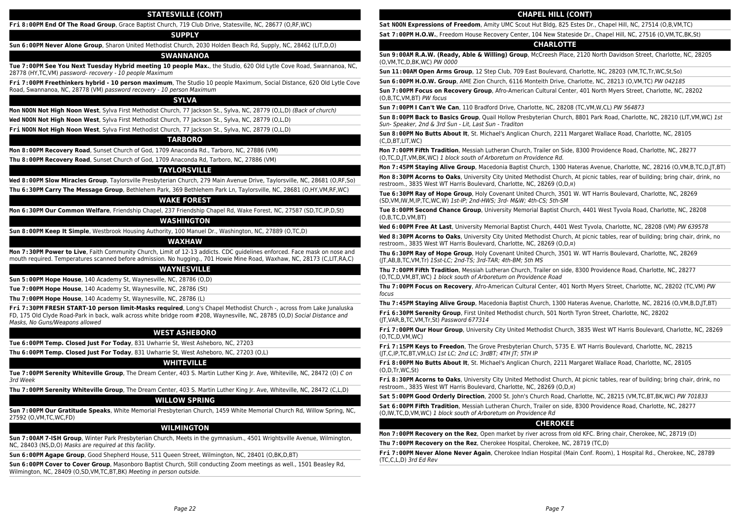## STATESVILLE (CONT)

**Fri 8:00PM End Of The Road Group**, Grace Baptist Church, 719 Club Drive, Statesville, NC, 28677 (O,RF,WC)

## SUPPLY

**Sun 6:00PM Never Alone Group**, Sharon United Methodist Church, 2030 Holden Beach Rd, Supply, NC, 28462 (LIT,D,O)

## SWANNANOA

**Tue 7:00PM See You Next Tuesday Hybrid meeting 10 people Max.**, the Studio, 620 Old Lytle Cove Road, Swannanoa, NC, 28778 (HY,TC,VM) *password- recovery - 10 people Maximum*

**Fri 7:00PM Freethinkers hybrid - 10 person maximum**, The Studio 10 people Maximum, Social Distance, 620 Old Lytle Cove Road, Swannanoa, NC, 28778 (VM) *password recovery - 10 person Maximum*

## SYLVA

**Mon NOON Not High Noon West**, Sylva First Methodist Church, 77 Jackson St., Sylva, NC, 28779 (O,L,D) *(Back of church)*

**Wed NOON Not High Noon West**, Sylva First Methodist Church, 77 Jackson St., Sylva, NC, 28779 (O,L,D)

**Fri NOON Not High Noon West**, Sylva First Methodist Church, 77 Jackson St., Sylva, NC, 28779 (O,L,D)

## TARBORO

**Mon 8:00PM Recovery Road**, Sunset Church of God, 1709 Anaconda Rd., Tarboro, NC, 27886 (VM)

**Thu 8:00PM Recovery Road**, Sunset Church of God, 1709 Anaconda Rd., Tarboro, NC, 27886 (VM)

## TAYLORSVILLE

**Wed 8:00PM Slow Miracles Group**, Taylorsville Presbyterian Church, 279 Main Avenue Drive, Taylorsville, NC, 28681 (O,RF,So)

**Thu 6:30PM Carry The Message Group**, Bethlehem Park, 369 Bethlehem Park Ln, Taylorsville, NC, 28681 (O,HY,VM,RF,WC)

## WAKE FOREST

**Mon 6:30PM Our Common Welfare**, Friendship Chapel, 237 Friendship Chapel Rd, Wake Forest, NC, 27587 (SD,TC,IP,D,St)

## WASHINGTON

**Sun 8:00PM Keep It Simple**, Westbrook Housing Authority, 100 Manuel Dr., Washington, NC, 27889 (O,TC,D)

## WAXHAW

**Mon 7:30PM Power to Live**, Faith Community Church, Limit of 12-13 addicts. CDC guidelines enforced. Face mask on nose and mouth required. Temperatures scanned before admission. No hugging., 701 Howie Mine Road, Waxhaw, NC, 28173 (C,LIT,RA,C)

## WAYNESVILLE

**Sun 5:00PM Hope House**, 140 Academy St, Waynesville, NC, 28786 (O,D)

**Tue 7:00PM Hope House**, 140 Academy St, Waynesville, NC, 28786 (St)

**Thu 7:00PM Hope House**, 140 Academy St, Waynesville, NC, 28786 (L)

**Fri 7:30PM FRESH START-10 person limit-Masks required**, Long's Chapel Methodist Church -, across from Lake Junaluska FD, 175 Old Clyde Road-Park in back, walk across white bridge room #208, Waynesville, NC, 28785 (O,D) *Social Distance and Masks, No Guns/Weapons allowed*

## WEST ASHEBORO

**Tue 6:00PM Temp. Closed Just For Today**, 831 Uwharrie St, West Asheboro, NC, 27203

**Thu 6:00PM Temp. Closed Just For Today**, 831 Uwharrie St, West Asheboro, NC, 27203 (O,L)

## WHITEVILLE

**Tue 7:00PM Serenity Whiteville Group**, The Dream Center, 403 S. Martin Luther King Jr. Ave, Whiteville, NC, 28472 (O) *C on 3rd Week*

**Thu 7:00PM Serenity Whiteville Group**, The Dream Center, 403 S. Martin Luther King Jr. Ave, Whiteville, NC, 28472 (C,L,D)

## WILLOW SPRING

**Sun 7:00PM Our Gratitude Speaks**, White Memorial Presbyterian Church, 1459 White Memorial Church Rd, Willow Spring, NC, 27592 (O,VM,TC,WC,FD)

## WILMINGTON

**Sun 7:00AM 7-ISH Group**, Winter Park Presbyterian Church, Meets in the gymnasium., 4501 Wrightsville Avenue, Wilmington, NC, 28403 (NS,D,O) *Masks are required at this facility.*

**Sun 6:00PM Agape Group**, Good Shepherd House, 511 Queen Street, Wilmington, NC, 28401 (O,BK,D,BT)

**Sun 6:00PM Cover to Cover Group**, Masonboro Baptist Church, Still conducting Zoom meetings as well., 1501 Beasley Rd, Wilmington, NC, 28409 (O,SD,VM,TC,BT,BK) *Meeting in person outside.*

## CHAPEL HILL (CONT)

**Sat NOON Expressions of Freedom**, Amity UMC Scout Hut Bldg, 825 Estes Dr., Chapel Hill, NC, 27514 (O,B,VM,TC)

**Sat 7:00PM H.O.W.**, Freedom House Recovery Center, 104 New Stateside Dr., Chapel Hill, NC, 27516 (O,VM,TC,BK,St)

## CHARLOTTE

**Sun 9:00AM R.A.W. (Ready, Able & Willing) Group**, McCreesh Place, 2120 North Davidson Street, Charlotte, NC, 28205 (O,VM,TC,D,BK,WC) *PW 0000*

**Sun 11:00AM Open Arms Group**, 12 Step Club, 709 East Boulevard, Charlotte, NC, 28203 (VM,TC,Tr,WC,St,So)

**Sun 6:00PM H.O.W. Group**, AME Zion Church, 6116 Monteith Drive, Charlotte, NC, 28213 (O,VM,TC) *PW 042185*

**Sun 7:00PM Focus on Recovery Group**, Afro-American Cultural Center, 401 North Myers Street, Charlotte, NC, 28202 (O,B,TC,VM,BT) *PW focus*

**Sun 7:00PM I Can't We Can**, 110 Bradford Drive, Charlotte, NC, 28208 (TC,VM,W,CL) *PW 564873*

**Sun 8:00PM Back to Basics Group**, Quail Hollow Presbyterian Church, 8801 Park Road, Charlotte, NC, 28210 (LIT,VM,WC) *1st Sun- Speaker, 2nd & 3rd Sun - Lit, Last Sun - Traditon*

**Sun 8:00PM No Butts About It**, St. Michael's Anglican Church, 2211 Margaret Wallace Road, Charlotte, NC, 28105 (C,D,BT,LIT,WC)

**Mon 7:00PM Fifth Tradition**, Messiah Lutheran Church, Trailer on Side, 8300 Providence Road, Charlotte, NC, 28277 (O,TC,D,JT,VM,BK,WC) *1 block south of Arboretum on Providence Rd.*

**Mon 7:45PM Staying Alive Group**, Macedonia Baptist Church, 1300 Hateras Avenue, Charlotte, NC, 28216 (O,VM,B,TC,D,JT,BT)

**Mon 8:30PM Acorns to Oaks**, University City United Methodist Church, At picnic tables, rear of building; bring chair, drink, no restroom., 3835 West WT Harris Boulevard, Charlotte, NC, 28269 (O,D,¤)

**Tue 6:30PM Ray of Hope Group**, Holy Covenant United Church, 3501 W. WT Harris Boulevard, Charlotte, NC, 28269 (SD,VM,IW,M,IP,TC,WC,W) *1st-IP; 2nd-HWS; 3rd- M&W; 4th-CS; 5th-SM*

**Tue 8:00PM Second Chance Group**, University Memorial Baptist Church, 4401 West Tyvola Road, Charlotte, NC, 28208 (O,B,TC,D,VM,BT)

**Wed 6:00PM Free At Last**, University Memorial Baptist Church, 4401 West Tyvola, Charlotte, NC, 28208 (VM) *PW 639578*

**Wed 8:30PM Acorns to Oaks**, University City United Methodist Church, At picnic tables, rear of building; bring chair, drink, no restroom., 3835 West WT Harris Boulevard, Charlotte, NC, 28269 (O,D,¤)

**Thu 6:30PM Ray of Hope Group**, Holy Covenant United Church, 3501 W. WT Harris Boulevard, Charlotte, NC, 28269 (JT,AB,B,TC,VM,Tr) *1Sst-LC; 2nd-TS; 3rd-TAR; 4th-BM; 5th MS*

**Thu 7:00PM Fifth Tradition**, Messiah Lutheran Church, Trailer on side, 8300 Providence Road, Charlotte, NC, 28277 (O,TC,D,VM,BT,WC) *1 block south of Arboretum on Providence Road*

**Thu 7:00PM Focus on Recovery**, Afro-American Cultural Center, 401 North Myers Street, Charlotte, NC, 28202 (TC,VM) *PW focus*

**Thu 7:45PM Staying Alive Group**, Macedonia Baptist Church, 1300 Hateras Avenue, Charlotte, NC, 28216 (O,VM,B,D,JT,BT)

**Fri 6:30PM Serenity Group**, First United Methodist church, 501 North Tyron Street, Charlotte, NC, 28202 (JT,VAR,B,TC,VM,Tr,St) *Password 677314*

**Fri 7:00PM Our Hour Group**, University City United Methodist Church, 3835 West WT Harris Boulevard, Charlotte, NC, 28269 (O,TC,D,VM,WC)

**Fri 7:15PM Keys to Freedon**, The Grove Presbyterian Church, 5735 E. WT Harris Boulevard, Charlotte, NC, 28215 (JT,C,IP,TC,BT,VM,LC) *1st LC; 2nd LC; 3rdBT; 4TH JT; 5TH IP*

**Fri 8:00PM No Butts About It**, St. Michael's Anglican Church, 2211 Margaret Wallace Road, Charlotte, NC, 28105 (O,D,Tr,WC,St)

**Fri 8:30PM Acorns to Oaks**, University City United Methodist Church, At picnic tables, rear of building; bring chair, drink, no restroom., 3835 West WT Harris Boulevard, Charlotte, NC, 28269 (O,D,¤)

**Sat 5:00PM Good Orderly Direction**, 2000 St. John's Church Road, Charlotte, NC, 28215 (VM,TC,BT,BK,WC) *PW 701833*

**Sat 6:00PM Fifth Tradition**, Messiah Lutheran Church, Trailer on side, 8300 Providence Road, Charlotte, NC, 28277 (O,IW,TC,D,VM,WC) *1 block south of Arboretum on Providence Rd*

## CHEROKEE

**Mon 7:00PM Recovery on the Rez**, Open market by river across from old KFC. Bring chair, Cherokee, NC, 28719 (D)

**Thu 7:00PM Recovery on the Rez**, Cherokee Hospital, Cherokee, NC, 28719 (TC,D)

**Fri 7:00PM Never Alone Never Again**, Cherokee Indian Hospital (Main Conf. Room), 1 Hospital Rd., Cherokee, NC, 28789 (TC,C,L,D) *3rd Ed Rev*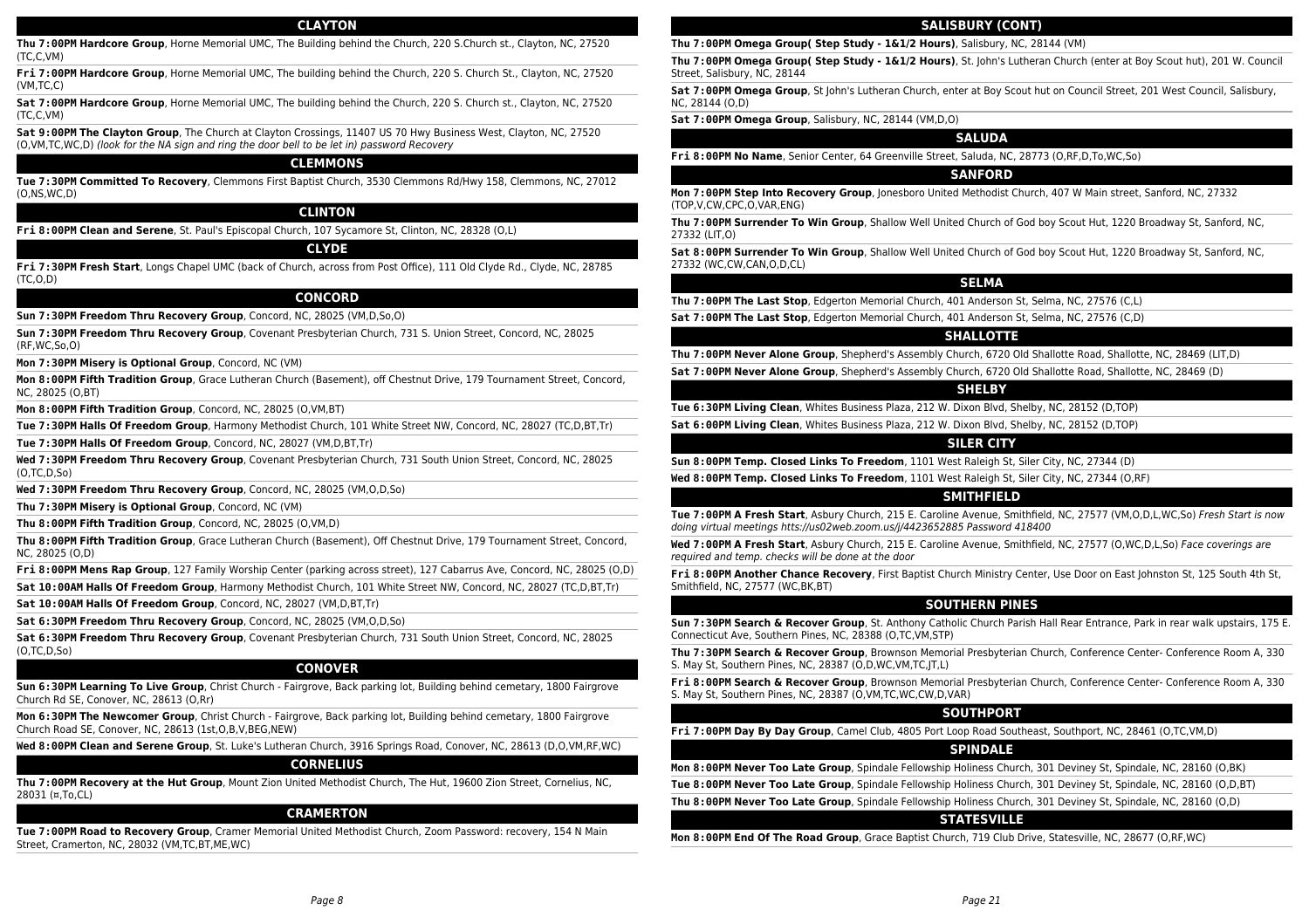## CLAYTON

**Thu 7:00PM Hardcore Group**, Horne Memorial UMC, The Building behind the Church, 220 S.Church st., Clayton, NC, 27520 (TC,C,VM)

**Fri 7:00PM Hardcore Group**, Horne Memorial UMC, The building behind the Church, 220 S. Church St., Clayton, NC, 27520 (VM,TC,C)

**Sat 7:00PM Hardcore Group**, Horne Memorial UMC, The Building behind the Church, 220 S. Church st., Clayton, NC, 27520 (TC,C,VM)

**Sat 9:00PM The Clayton Group**, The Church at Clayton Crossings, 11407 US 70 Hwy Business West, Clayton, NC, 27520 (O,VM,TC,WC,D) *(look for the NA sign and ring the door bell to be let in) password Recovery*

## CLEMMONS

**Tue 7:30PM Committed To Recovery**, Clemmons First Baptist Church, 3530 Clemmons Rd/Hwy 158, Clemmons, NC, 27012 (O,NS,WC,D)

## CLINTON

**Fri 8:00PM Clean and Serene**, St. Paul's Episcopal Church, 107 Sycamore St, Clinton, NC, 28328 (O,L)

## CLYDE

**Fri 7:30PM Fresh Start**, Longs Chapel UMC (back of Church, across from Post Office), 111 Old Clyde Rd., Clyde, NC, 28785 (TC,O,D)

## CONCORD

**Sun 7:30PM Freedom Thru Recovery Group**, Concord, NC, 28025 (VM,D,So,O)

**Sun 7:30PM Freedom Thru Recovery Group**, Covenant Presbyterian Church, 731 S. Union Street, Concord, NC, 28025 (RF,WC,So,O)

**Mon 7:30PM Misery is Optional Group**, Concord, NC (VM)

**Mon 8:00PM Fifth Tradition Group**, Grace Lutheran Church (Basement), off Chestnut Drive, 179 Tournament Street, Concord, NC, 28025 (O,BT)

**Mon 8:00PM Fifth Tradition Group**, Concord, NC, 28025 (O,VM,BT)

**Tue 7:30PM Halls Of Freedom Group**, Harmony Methodist Church, 101 White Street NW, Concord, NC, 28027 (TC,D,BT,Tr)

**Tue 7:30PM Halls Of Freedom Group**, Concord, NC, 28027 (VM,D,BT,Tr)

**Wed 7:30PM Freedom Thru Recovery Group**, Covenant Presbyterian Church, 731 South Union Street, Concord, NC, 28025 (O,TC,D,So)

**Wed 7:30PM Freedom Thru Recovery Group**, Concord, NC, 28025 (VM,O,D,So)

**Thu 7:30PM Misery is Optional Group**, Concord, NC (VM)

**Thu 8:00PM Fifth Tradition Group**, Concord, NC, 28025 (O,VM,D)

**Thu 8:00PM Fifth Tradition Group**, Grace Lutheran Church (Basement), Off Chestnut Drive, 179 Tournament Street, Concord, NC, 28025 (O,D)

**Fri 8:00PM Mens Rap Group**, 127 Family Worship Center (parking across street), 127 Cabarrus Ave, Concord, NC, 28025 (O,D)

**Sat 10:00AM Halls Of Freedom Group**, Harmony Methodist Church, 101 White Street NW, Concord, NC, 28027 (TC,D,BT,Tr)

**Sat 10:00AM Halls Of Freedom Group**, Concord, NC, 28027 (VM,D,BT,Tr)

**Sat 6:30PM Freedom Thru Recovery Group**, Concord, NC, 28025 (VM,O,D,So)

**Sat 6:30PM Freedom Thru Recovery Group**, Covenant Presbyterian Church, 731 South Union Street, Concord, NC, 28025 (O,TC,D,So)

## CONOVER

**Sun 6:30PM Learning To Live Group**, Christ Church - Fairgrove, Back parking lot, Building behind cemetary, 1800 Fairgrove Church Rd SE, Conover, NC, 28613 (O,Rr)

**Mon 6:30PM The Newcomer Group**, Christ Church - Fairgrove, Back parking lot, Building behind cemetary, 1800 Fairgrove Church Road SE, Conover, NC, 28613 (1st,O,B,V,BEG,NEW)

**Wed 8:00PM Clean and Serene Group**, St. Luke's Lutheran Church, 3916 Springs Road, Conover, NC, 28613 (D,O,VM,RF,WC)

## CORNELIUS

**Thu 7:00PM Recovery at the Hut Group**, Mount Zion United Methodist Church, The Hut, 19600 Zion Street, Cornelius, NC, 28031 (¤,To,CL)

## CRAMERTON

**Tue 7:00PM Road to Recovery Group**, Cramer Memorial United Methodist Church, Zoom Password: recovery, 154 N Main Street, Cramerton, NC, 28032 (VM,TC,BT,ME,WC)

## SALISBURY (CONT)

**Thu 7:00PM Omega Group( Step Study - 1&1/2 Hours)**, Salisbury, NC, 28144 (VM)

**Thu 7:00PM Omega Group( Step Study - 1&1/2 Hours)**, St. John's Lutheran Church (enter at Boy Scout hut), 201 W. Council Street, Salisbury, NC, 28144

**Sat 7:00PM Omega Group**, St John's Lutheran Church, enter at Boy Scout hut on Council Street, 201 West Council, Salisbury, NC, 28144 (O,D)

**Sat 7:00PM Omega Group**, Salisbury, NC, 28144 (VM,D,O)

## SALUDA

**Fri 8:00PM No Name**, Senior Center, 64 Greenville Street, Saluda, NC, 28773 (O,RF,D,To,WC,So)

## SANFORD

**Mon 7:00PM Step Into Recovery Group**, Jonesboro United Methodist Church, 407 W Main street, Sanford, NC, 27332 (TOP,V,CW,CPC,O,VAR,ENG)

**Thu 7:00PM Surrender To Win Group**, Shallow Well United Church of God boy Scout Hut, 1220 Broadway St, Sanford, NC, 27332 (LIT,O)

**Sat 8:00PM Surrender To Win Group**, Shallow Well United Church of God boy Scout Hut, 1220 Broadway St, Sanford, NC, 27332 (WC,CW,CAN,O,D,CL)

## SELMA

**Thu 7:00PM The Last Stop**, Edgerton Memorial Church, 401 Anderson St, Selma, NC, 27576 (C,L)

**Sat 7:00PM The Last Stop**, Edgerton Memorial Church, 401 Anderson St, Selma, NC, 27576 (C,D)

## SHALLOTTE

**Thu 7:00PM Never Alone Group**, Shepherd's Assembly Church, 6720 Old Shallotte Road, Shallotte, NC, 28469 (LIT,D)

**Sat 7:00PM Never Alone Group**, Shepherd's Assembly Church, 6720 Old Shallotte Road, Shallotte, NC, 28469 (D)

## SHELBY

**Tue 6:30PM Living Clean**, Whites Business Plaza, 212 W. Dixon Blvd, Shelby, NC, 28152 (D,TOP)

**Sat 6:00PM Living Clean**, Whites Business Plaza, 212 W. Dixon Blvd, Shelby, NC, 28152 (D,TOP)

## SILER CITY

**Sun 8:00PM Temp. Closed Links To Freedom**, 1101 West Raleigh St, Siler City, NC, 27344 (D)

**Wed 8:00PM Temp. Closed Links To Freedom**, 1101 West Raleigh St, Siler City, NC, 27344 (O,RF)

## SMITHFIELD

**Tue 7:00PM A Fresh Start**, Asbury Church, 215 E. Caroline Avenue, Smithfield, NC, 27577 (VM,O,D,L,WC,So) *Fresh Start is now doing virtual meetings htts://us02web.zoom.us/j/4423652885 Password 418400*

**Wed 7:00PM A Fresh Start**, Asbury Church, 215 E. Caroline Avenue, Smithfield, NC, 27577 (O,WC,D,L,So) *Face coverings are required and temp. checks will be done at the door*

**Fri 8:00PM Another Chance Recovery**, First Baptist Church Ministry Center, Use Door on East Johnston St, 125 South 4th St, Smithfield, NC, 27577 (WC,BK,BT)

## SOUTHERN PINES

**Sun 7:30PM Search & Recover Group**, St. Anthony Catholic Church Parish Hall Rear Entrance, Park in rear walk upstairs, 175 E. Connecticut Ave, Southern Pines, NC, 28388 (O,TC,VM,STP)

**Thu 7:30PM Search & Recover Group**, Brownson Memorial Presbyterian Church, Conference Center- Conference Room A, 330 S. May St, Southern Pines, NC, 28387 (O,D,WC,VM,TC,JT,L)

**Fri 8:00PM Search & Recover Group**, Brownson Memorial Presbyterian Church, Conference Center- Conference Room A, 330 S. May St, Southern Pines, NC, 28387 (O,VM,TC,WC,CW,D,VAR)

## SOUTHPORT

**Fri 7:00PM Day By Day Group**, Camel Club, 4805 Port Loop Road Southeast, Southport, NC, 28461 (O,TC,VM,D)

## SPINDALE

**Mon 8:00PM Never Too Late Group**, Spindale Fellowship Holiness Church, 301 Deviney St, Spindale, NC, 28160 (O,BK)

**Tue 8:00PM Never Too Late Group**, Spindale Fellowship Holiness Church, 301 Deviney St, Spindale, NC, 28160 (O,D,BT)

**Thu 8:00PM Never Too Late Group**, Spindale Fellowship Holiness Church, 301 Deviney St, Spindale, NC, 28160 (O,D)

## STATESVILLE

**Mon 8:00PM End Of The Road Group**, Grace Baptist Church, 719 Club Drive, Statesville, NC, 28677 (O,RF,WC)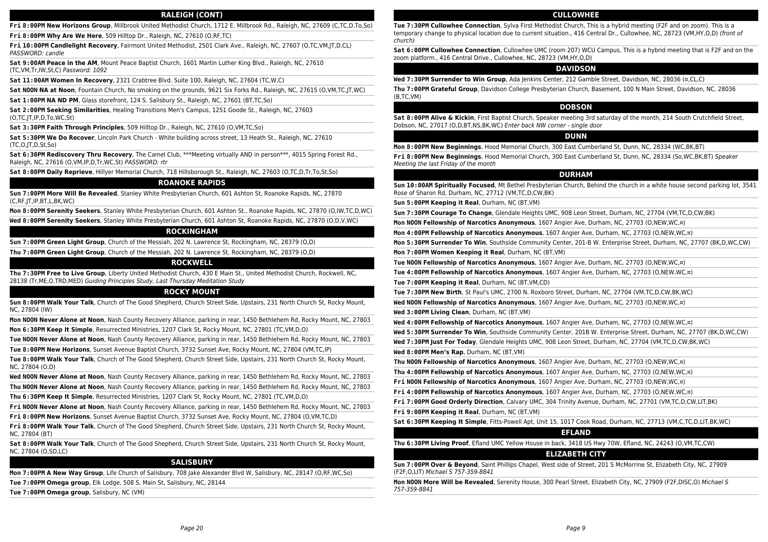## RALEIGH (CONT)

**Fri 8:00PM New Horizons Group**, Millbrook United Methodist Church, 1712 E. Millbrook Rd., Raleigh, NC, 27609 (C,TC,D,To,So)

**Fri 8:00PM Why Are We Here**, 509 Hilltop Dr., Raleigh, NC, 27610 (O,RF,TC)

**Fri 10:00PM Candlelight Recovery**, Fairmont United Methodist, 2501 Clark Ave., Raleigh, NC, 27607 (O,TC,VM,JT,D,CL) *PASSWORD: candle*

**Sat 9:00AM Peace in the AM**, Mount Peace Baptist Church, 1601 Martin Luther King Blvd., Raleigh, NC, 27610 (TC,VM,Tr,IW,St,C) *Password: 1092*

**Sat 11:00AM Women In Recovery**, 2321 Crabtree Blvd. Suite 100, Raleigh, NC, 27604 (TC,W,C)

**Sat NOON NA at Noon**, Fountain Church, No smoking on the grounds, 9621 Six Forks Rd., Raleigh, NC, 27615 (O,VM,TC,JT,WC)

**Sat 1:00PM NA ND PM**, Glass storefront, 124 S. Salisbury St., Raleigh, NC, 27601 (BT,TC,So)

**Sat 2:00PM Seeking Similarities**, Healing Transitions Men's Campus, 1251 Goode St., Raleigh, NC, 27603 (O,TC,JT,IP,D,To,WC,St)

**Sat 3:30PM Faith Through Principles**, 509 Hilltop Dr., Raleigh, NC, 27610 (O,VM,TC,So)

**Sat 5:30PM We Do Recover**, Lincoln Park Church - White building across street, 13 Heath St., Raleigh, NC, 27610 (TC,O,JT,D,St,So)

**Sat 6:30PM Rediscovery Thru Recovery**, The Camel Club, ***Meeting virtually AND in person***, 4015 Spring Forest Rd., Raleigh, NC, 27616 (O,VM,IP,D,Tr,WC,St) *PASSWORD: rtr*

**Sat 8:00PM Daily Reprieve**, Hillyer Memorial Church, 718 Hillsborough St., Raleigh, NC, 27603 (O,TC,D,Tr,To,St,So)

## ROANOKE RAPIDS

**Sun 7:00PM More Will Be Revealed**, Stanley White Presbyterian Church, 601 Ashton St, Roanoke Rapids, NC, 27870 (C,RF,JT,IP,BT,L,BK,WC)

**Mon 8:00PM Serenity Seekers**, Stanley White Presbyterian Church, 601 Ashton St., Roanoke Rapids, NC, 27870 (O,IW,TC,D,WC)

**Wed 8:00PM Serenity Seekers**, Stanley White Presbyterian Church, 601 Ashton St., Roanoke Rapids, NC, 27870 (O,D,V,WC)

## ROCKINGHAM

**Sun 7:00PM Green Light Group**, Church of the Messiah, 202 N. Lawrence St, Rockingham, NC, 28379 (O,D)

**Thu 7:00PM Green Light Group**, Church of the Messiah, 202 N. Lawrence St, Rockingham, NC, 28379 (O,D)

## ROCKWELL

**Thu 7:30PM Free to Live Group**, Liberty United Methodist Church, 430 E Main St., United Methodist Church, Rockwell, NC, 28138 (Tr,ME,O,TRD,MED) *Guiding Principles Study, Last Thursday Meditation Study*

## ROCKY MOUNT

**Sun 8:00PM Walk Your Talk**, Church of The Good Shepherd, Church Street Side, Upstairs, 231 North Church St, Rocky Mount, NC, 27804 (IW)

**Mon NOON Never Alone at Noon**, Nash County Recovery Alliance, parking in rear, 1450 Bethlehem Rd, Rocky Mount, NC, 27803

**Mon 6:30PM Keep It Simple**, Resurrected Ministries, 1207 Clark St, Rocky Mount, NC, 27801 (TC,VM,D,O)

**Tue NOON Never Alone at Noon**, Nash County Recovery Alliance, parking in rear, 1450 Bethlehem Rd, Rocky Mount, NC, 27803

**Tue 8:00PM New Horizons**, Sunset Avenue Baptist Church, 3732 Sunset Ave, Rocky Mount, NC, 27804 (VM,TC,IP)

**Tue 8:00PM Walk Your Talk**, Church of The Good Shepherd, Church Street Side, Upstairs, 231 North Church St, Rocky Mount, NC, 27804 (O,D)

**Wed NOON Never Alone at Noon**, Nash County Recovery Alliance, parking in rear, 1450 Bethlehem Rd, Rocky Mount, NC, 27803

**Thu NOON Never Alone at Noon**, Nash County Recovery Alliance, parking in rear, 1450 Bethlehem Rd, Rocky Mount, NC, 27803

**Thu 6:30PM Keep It Simple**, Resurrected Ministries, 1207 Clark St, Rocky Mount, NC, 27801 (TC,VM,D,O)

**Fri NOON Never Alone at Noon**, Nash County Recovery Alliance, parking in rear, 1450 Bethlehem Rd, Rocky Mount, NC, 27803

**Fri 8:00PM New Horizons**, Sunset Avenue Baptist Church, 3732 Sunset Ave, Rocky Mount, NC, 27804 (O,VM,TC,D)

**Fri 8:00PM Walk Your Talk**, Church of The Good Shepherd, Church Street Side, Upstairs, 231 North Church St, Rocky Mount, NC, 27804 (BT)

**Sat 8:00PM Walk Your Talk**, Church of The Good Shepherd, Church Street Side, Upstairs, 231 North Church St, Rocky Mount, NC, 27804 (O,SD,LC)

## SALISBURY

**Mon 7:00PM A New Way Group**, Life Church of Salisbury, 708 Jake Alexander Blvd W, Salisbury, NC, 28147 (O,RF,WC,So)

**Tue 7:00PM Omega group**, Elk Lodge, 508 S. Main St, Salisbury, NC, 28144

**Tue 7:00PM Omega group**, Salisbury, NC (VM)

## CULLOWHEE

**Tue 7:30PM Cullowhee Connection**, Sylva First Methodist Church, This is a hybrid meeting (F2F and on zoom). This is a temporary change to physical location due to current situation., 416 Central Dr., Cullowhee, NC, 28723 (VM,HY,O,D) *(front of church)*

**Sat 6:00PM Cullowhee Connection**, Cullowhee UMC (room 207) WCU Campus, This is a hybrid meeting that is F2F and on the zoom platform., 416 Central Drive., Cullowhee, NC, 28723 (VM,HY,O,D)

## DAVIDSON

**Wed 7:30PM Surrender to Win Group**, Ada Jenkins Center, 212 Gamble Street, Davidson, NC, 28036 (¤,CL,C)

**Thu 7:00PM Grateful Group**, Davidson College Presbyterian Church, Basement, 100 N Main Street, Davidson, NC, 28036 (B,TC,VM)

## DOBSON

**Sat 8:00PM Alive & Kickin**, First Baptist Church, Speaker meeting 3rd saturday of the month, 214 South Crutchfield Street, Dobson, NC, 27017 (O,D,BT,NS,BK,WC) *Enter back NW corner - single door*

## DUNN

**Mon 8:00PM New Beginnings**, Hood Memorial Church, 300 East Cumberland St, Dunn, NC, 28334 (WC,BK,BT)

**Fri 8:00PM New Beginnings**, Hood Memorial Church, 300 East Cumberland St, Dunn, NC, 28334 (So,WC,BK,BT) *Speaker Meeting the last Friday of the month*

## DURHAM

**Sun 10:00AM Spiritually Focused**, Mt Bethel Presbyterian Church, Behind the church in a white house second parking lot, 3541 Rose of Sharon Rd, Durham, NC, 27712 (VM,TC,D,CW,BK)

**Sun 5:00PM Keeping it Real**, Durham, NC (BT,VM)

**Sun 7:30PM Courage To Change**, Glendale Heights UMC, 908 Leon Street, Durham, NC, 27704 (VM,TC,D,CW,BK)

**Mon NOON Fellowship of Narcotics Anonymous**, 1607 Angier Ave, Durham, NC, 27703 (O,NEW,WC,¤)

**Mon 4:00PM Fellowship of Narcotics Anonymous**, 1607 Angier Ave, Durham, NC, 27703 (O,NEW,WC,¤)

**Mon 5:30PM Surrender To Win**, Southside Community Center, 201-B W. Enterprise Street, Durham, NC, 27707 (BK,D,WC,CW)

**Mon 7:00PM Women Keeping it Real**, Durham, NC (BT,VM)

**Tue NOON Fellowship of Narcotics Anonymous**, 1607 Angier Ave, Durham, NC, 27703 (O,NEW,WC,¤)

**Tue 4:00PM Fellowship of Narcotics Anonymous**, 1607 Angier Ave, Durham, NC, 27703 (O,NEW,WC,¤)

**Tue 7:00PM Keeping it Real**, Durham, NC (BT,VM,CD)

**Tue 7:30PM New Birth**, St Paul's UMC, 2700 N. Roxboro Street, Durham, NC, 27704 (VM,TC,D,CW,BK,WC)

**Wed NOON Fellowship of Narcotics Anonymous**, 1607 Angier Ave, Durham, NC, 27703 (O,NEW,WC,¤)

**Wed 3:00PM Living Clean**, Durham, NC (BT,VM)

**Wed 4:00PM Fellowship of Narcotics Anonymous**, 1607 Angier Ave, Durham, NC, 27703 (O,NEW,WC,¤)

**Wed 5:30PM Surrender To Win**, Southside Community Center, 201B W. Enterprise Street, Durham, NC, 27707 (BK,D,WC,CW)

**Wed 7:30PM Just For Today**, Glendale Heights UMC, 908 Leon Street, Durham, NC, 27704 (VM,TC,D,CW,BK,WC)

**Wed 8:00PM Men's Rap**, Durham, NC (BT,VM)

**Thu NOON Fellowship of Narcotics Anonymous**, 1607 Angier Ave, Durham, NC, 27703 (O,NEW,WC,¤)

**Thu 4:00PM Fellowship of Narcotics Anonymous**, 1607 Angier Ave, Durham, NC, 27703 (O,NEW,WC,¤)

**Fri NOON Fellowship of Narcotics Anonymous**, 1607 Angier Ave, Durham, NC, 27703 (O,NEW,WC,¤)

**Fri 4:00PM Fellowship of Narcotics Anonymous**, 1607 Angier Ave, Durham, NC, 27703 (O,NEW,WC,¤)

**Fri 7:00PM Good Orderly Direction**, Calvary UMC, 304 Trinity Avenue, Durham, NC, 27701 (VM,TC,D,CW,LIT,BK)

**Fri 9:00PM Keeping it Real**, Durham, NC (BT,VM)

**Sat 6:30PM Keeping It Simple**, Fitts-Powell Apt, Unit 15, 1017 Cook Road, Durham, NC, 27713 (VM,C,TC,D,LIT,BK,WC)

## EFLAND

**Thu 6:30PM Living Proof**, Efland UMC Yellow House in back, 3418 US Hwy 70W, Efland, NC, 24243 (O,VM,TC,CW)

## ELIZABETH CITY

**Sun 7:00PM Over & Beyond**, Saint Phillips Chapel, West side of Street, 201 S McMorrine St, Elizabeth City, NC, 27909 (F2F,O,LIT) *Michael S 757-359-8841*

**Mon NOON More Will be Revealed**, Serenity House, 300 Pearl Street, Elizabeth City, NC, 27909 (F2F,DISC,O) *Michael S 757-359-8841*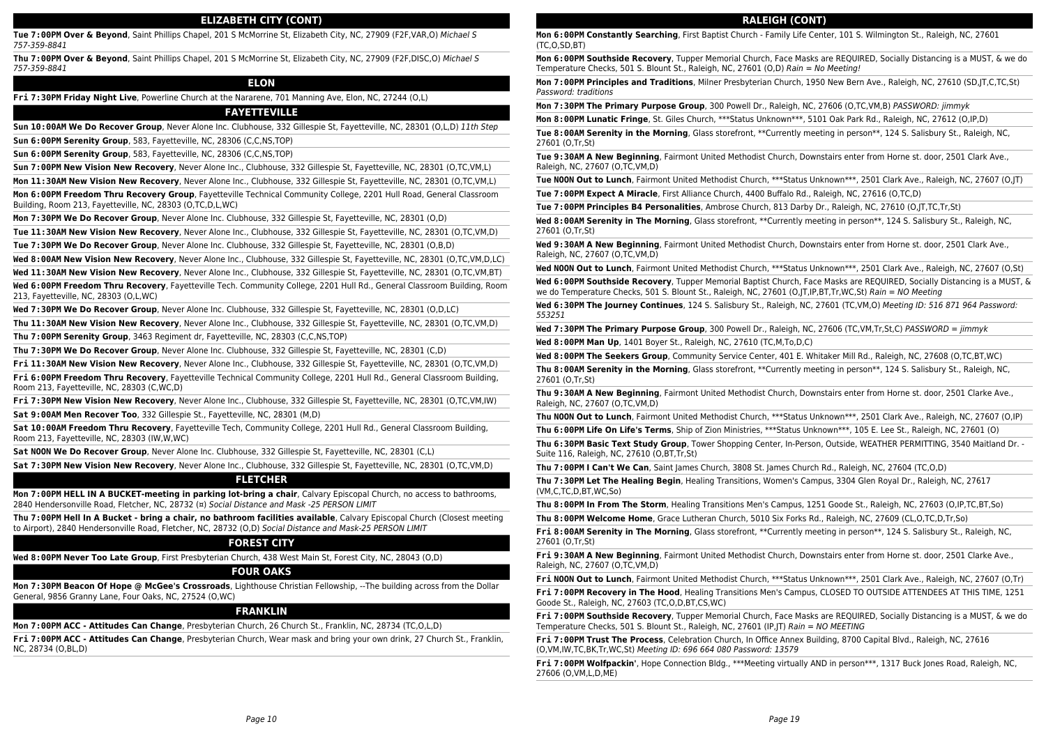## ELIZABETH CITY (CONT)

**Tue 7:00PM Over & Beyond**, Saint Phillips Chapel, 201 S McMorrine St, Elizabeth City, NC, 27909 (F2F,VAR,O) *Michael S 757-359-8841*

**Thu 7:00PM Over & Beyond**, Saint Phillips Chapel, 201 S McMorrine St, Elizabeth City, NC, 27909 (F2F,DISC,O) *Michael S 757-359-8841*

## ELON

**Fri 7:30PM Friday Night Live**, Powerline Church at the Nararene, 701 Manning Ave, Elon, NC, 27244 (O,L)

## FAYETTEVILLE

**Sun 10:00AM We Do Recover Group**, Never Alone Inc. Clubhouse, 332 Gillespie St, Fayetteville, NC, 28301 (O,L,D) *11th Step*

**Sun 6:00PM Serenity Group**, 583, Fayetteville, NC, 28306 (C,C,NS,TOP)

**Sun 6:00PM Serenity Group**, 583, Fayetteville, NC, 28306 (C,C,NS,TOP)

**Sun 7:00PM New Vision New Recovery**, Never Alone Inc., Clubhouse, 332 Gillespie St, Fayetteville, NC, 28301 (O,TC,VM,L)

**Mon 11:30AM New Vision New Recovery**, Never Alone Inc., Clubhouse, 332 Gillespie St, Fayetteville, NC, 28301 (O,TC,VM,L)

**Mon 6:00PM Freedom Thru Recovery Group**, Fayetteville Technical Community College, 2201 Hull Road, General Classroom Building, Room 213, Fayetteville, NC, 28303 (O,TC,D,L,WC)

**Mon 7:30PM We Do Recover Group**, Never Alone Inc. Clubhouse, 332 Gillespie St, Fayetteville, NC, 28301 (O,D)

**Tue 11:30AM New Vision New Recovery**, Never Alone Inc., Clubhouse, 332 Gillespie St, Fayetteville, NC, 28301 (O,TC,VM,D)

**Tue 7:30PM We Do Recover Group**, Never Alone Inc. Clubhouse, 332 Gillespie St, Fayetteville, NC, 28301 (O,B,D)

**Wed 8:00AM New Vision New Recovery**, Never Alone Inc., Clubhouse, 332 Gillespie St, Fayetteville, NC, 28301 (O,TC,VM,D,LC)

**Wed 11:30AM New Vision New Recovery**, Never Alone Inc., Clubhouse, 332 Gillespie St, Fayetteville, NC, 28301 (O,TC,VM,BT)

**Wed 6:00PM Freedom Thru Recovery**, Fayetteville Tech. Community College, 2201 Hull Rd., General Classroom Building, Room 213, Fayetteville, NC, 28303 (O,L,WC)

**Wed 7:30PM We Do Recover Group**, Never Alone Inc. Clubhouse, 332 Gillespie St, Fayetteville, NC, 28301 (O,D,LC)

**Thu 11:30AM New Vision New Recovery**, Never Alone Inc., Clubhouse, 332 Gillespie St, Fayetteville, NC, 28301 (O,TC,VM,D)

**Thu 7:00PM Serenity Group**, 3463 Regiment dr, Fayetteville, NC, 28303 (C,C,NS,TOP)

**Thu 7:30PM We Do Recover Group**, Never Alone Inc. Clubhouse, 332 Gillespie St, Fayetteville, NC, 28301 (C,D)

**Fri 11:30AM New Vision New Recovery**, Never Alone Inc., Clubhouse, 332 Gillespie St, Fayetteville, NC, 28301 (O,TC,VM,D)

**Fri 6:00PM Freedom Thru Recovery**, Fayetteville Technical Community College, 2201 Hull Road, General Classroom Building, Room 213, Fayetteville, NC, 28303 (C,WC,D)

**Fri 7:30PM New Vision New Recovery**, Never Alone Inc., Clubhouse, 332 Gillespie St, Fayetteville, NC, 28301 (O,TC,VM,IW)

**Sat 9:00AM Men Recover Too**, 332 Gillespie St., Fayetteville, NC, 28301 (M,D)

**Sat 10:00AM Freedom Thru Recovery**, Fayetteville Tech, Community College, 2201 Hull Road, General Classroom Building, Room 213, Fayetteville, NC, 28303 (IW,W,WC)

**Sat NOON We Do Recover Group**, Never Alone Inc. Clubhouse, 332 Gillespie St, Fayetteville, NC, 28301 (C,L)

**Sat 7:30PM New Vision New Recovery**, Never Alone Inc., Clubhouse, 332 Gillespie St, Fayetteville, NC, 28301 (O,TC,VM,D)

## FLETCHER

**Mon 7:00PM HELL IN A BUCKET-meeting in parking lot-bring a chair**, Calvary Episcopal Church, no access to bathrooms, 2840 Hendersonville Road, Fletcher, NC, 28732 (¤) *Social Distance and Mask -25 PERSON LIMIT*

**Thu 7:00PM Hell In A Bucket - bring a chair, no bathroom facilities available**, Calvary Episcopal Church (Closest meeting to Airport), 2840 Hendersonville Road, Fletcher, NC, 28732 (O,D) *Social Distance and Mask-25 PERSON LIMIT*

## FOREST CITY

**Wed 8:00PM Never Too Late Group**, First Presbyterian Church, 438 West Main St, Forest City, NC, 28043 (O,D)

## FOUR OAKS

**Mon 7:30PM Beacon Of Hope @ McGee's Crossroads**, Lighthouse Christian Fellowship, --The building across from the Dollar General, 9856 Granny Lane, Four Oaks, NC, 27524 (O,WC)

## FRANKLIN

**Mon 7:00PM ACC - Attitudes Can Change**, Presbyterian Church, 26 Church St., Franklin, NC, 28734 (TC,O,L,D)

**Fri 7:00PM ACC - Attitudes Can Change**, Presbyterian Church, Wear mask and bring your own drink, 27 Church St., Franklin, NC, 28734 (O,BL,D)

## RALEIGH (CONT)

**Mon 6:00PM Constantly Searching**, First Baptist Church - Family Life Center, 101 S. Wilmington St., Raleigh, NC, 27601 (TC,O,SD,BT)

**Mon 6:00PM Southside Recovery**, Tupper Memorial Church, Face Masks are REQUIRED, Socially Distancing is a MUST, & we do Temperature Checks, 501 S. Blount St., Raleigh, NC, 27601 (O,D) *Rain = No Meeting!*

**Mon 7:00PM Principles and Traditions**, Milner Presbyterian Church, 1950 New Bern Ave., Raleigh, NC, 27610 (SD,JT,C,TC,St) *Password: traditions*

**Mon 7:30PM The Primary Purpose Group**, 300 Powell Dr., Raleigh, NC, 27606 (O,TC,VM,B) *PASSWORD: jimmyk*

**Mon 8:00PM Lunatic Fringe**, St. Giles Church, ***Status Unknown***, 5101 Oak Park Rd., Raleigh, NC, 27612 (O,IP,D)

**Tue 8:00AM Serenity in the Morning**, Glass storefront, **Currently meeting in person**, 124 S. Salisbury St., Raleigh, NC, 27601 (O,Tr,St)

**Tue 9:30AM A New Beginning**, Fairmont United Methodist Church, Downstairs enter from Horne st. door, 2501 Clark Ave., Raleigh, NC, 27607 (O,TC,VM,D)

**Tue NOON Out to Lunch**, Fairmont United Methodist Church, ***Status Unknown***, 2501 Clark Ave., Raleigh, NC, 27607 (O,JT)

**Tue 7:00PM Expect A Miracle**, First Alliance Church, 4400 Buffalo Rd., Raleigh, NC, 27616 (O,TC,D)

**Tue 7:00PM Principles B4 Personalities**, Ambrose Church, 813 Darby Dr., Raleigh, NC, 27610 (O,JT,TC,Tr,St)

**Wed 8:00AM Serenity in The Morning**, Glass storefront, **Currently meeting in person**, 124 S. Salisbury St., Raleigh, NC, 27601 (O,Tr,St)

**Wed 9:30AM A New Beginning**, Fairmont United Methodist Church, Downstairs enter from Horne st. door, 2501 Clark Ave., Raleigh, NC, 27607 (O,TC,VM,D)

**Wed NOON Out to Lunch**, Fairmont United Methodist Church, ***Status Unknown***, 2501 Clark Ave., Raleigh, NC, 27607 (O,St)

**Wed 6:00PM Southside Recovery**, Tupper Memorial Baptist Church, Face Masks are REQUIRED, Socially Distancing is a MUST, & we do Temperature Checks, 501 S. Blount St., Raleigh, NC, 27601 (O,JT,IP,BT,Tr,WC,St) *Rain = NO Meeting*

**Wed 6:30PM The Journey Continues**, 124 S. Salisbury St., Raleigh, NC, 27601 (TC,VM,O) *Meeting ID: 516 871 964 Password: 553251*

**Wed 7:30PM The Primary Purpose Group**, 300 Powell Dr., Raleigh, NC, 27606 (TC,VM,Tr,St,C) *PASSWORD = jimmyk*

**Wed 8:00PM Man Up**, 1401 Boyer St., Raleigh, NC, 27610 (TC,M,To,D,C)

**Wed 8:00PM The Seekers Group**, Community Service Center, 401 E. Whitaker Mill Rd., Raleigh, NC, 27608 (O,TC,BT,WC)

**Thu 8:00AM Serenity in the Morning**, Glass storefront, **Currently meeting in person**, 124 S. Salisbury St., Raleigh, NC, 27601 (O,Tr,St)

**Thu 9:30AM A New Beginning**, Fairmont United Methodist Church, Downstairs enter from Horne st. door, 2501 Clarke Ave., Raleigh, NC, 27607 (O,TC,VM,D)

**Thu NOON Out to Lunch**, Fairmont United Methodist Church, ***Status Unknown***, 2501 Clark Ave., Raleigh, NC, 27607 (O,IP)

**Thu 6:00PM Life On Life's Terms**, Ship of Zion Ministries, ***Status Unknown***, 105 E. Lee St., Raleigh, NC, 27601 (O)

**Thu 6:30PM Basic Text Study Group**, Tower Shopping Center, In-Person, Outside, WEATHER PERMITTING, 3540 Maitland Dr. - Suite 116, Raleigh, NC, 27610 (O,BT,Tr,St)

**Thu 7:00PM I Can't We Can**, Saint James Church, 3808 St. James Church Rd., Raleigh, NC, 27604 (TC,O,D)

**Thu 7:30PM Let The Healing Begin**, Healing Transitions, Women's Campus, 3304 Glen Royal Dr., Raleigh, NC, 27617 (VM,C,TC,D,BT,WC,So)

**Thu 8:00PM In From The Storm**, Healing Transitions Men's Campus, 1251 Goode St., Raleigh, NC, 27603 (O,IP,TC,BT,So)

**Thu 8:00PM Welcome Home**, Grace Lutheran Church, 5010 Six Forks Rd., Raleigh, NC, 27609 (CL,O,TC,D,Tr,So)

**Fri 8:00AM Serenity in The Morning**, Glass storefront, **Currently meeting in person**, 124 S. Salisbury St., Raleigh, NC, 27601 (O,Tr,St)

**Fri 9:30AM A New Beginning**, Fairmont United Methodist Church, Downstairs enter from Horne st. door, 2501 Clarke Ave., Raleigh, NC, 27607 (O,TC,VM,D)

**Fri NOON Out to Lunch**, Fairmont United Methodist Church, ***Status Unknown***, 2501 Clark Ave., Raleigh, NC, 27607 (O,Tr)

**Fri 7:00PM Recovery in The Hood**, Healing Transitions Men's Campus, CLOSED TO OUTSIDE ATTENDEES AT THIS TIME, 1251 Goode St., Raleigh, NC, 27603 (TC,O,D,BT,CS,WC)

**Fri 7:00PM Southside Recovery**, Tupper Memorial Church, Face Masks are REQUIRED, Socially Distancing is a MUST, & we do Temperature Checks, 501 S. Blount St., Raleigh, NC, 27601 (IP,JT) *Rain = NO MEETING*

**Fri 7:00PM Trust The Process**, Celebration Church, In Office Annex Building, 8700 Capital Blvd., Raleigh, NC, 27616 (O,VM,IW,TC,BK,Tr,WC,St) *Meeting ID: 696 664 080 Password: 13579*

**Fri 7:00PM Wolfpackin'**, Hope Connection Bldg., ***Meeting virtually AND in person***, 1317 Buck Jones Road, Raleigh, NC, 27606 (O,VM,L,D,ME)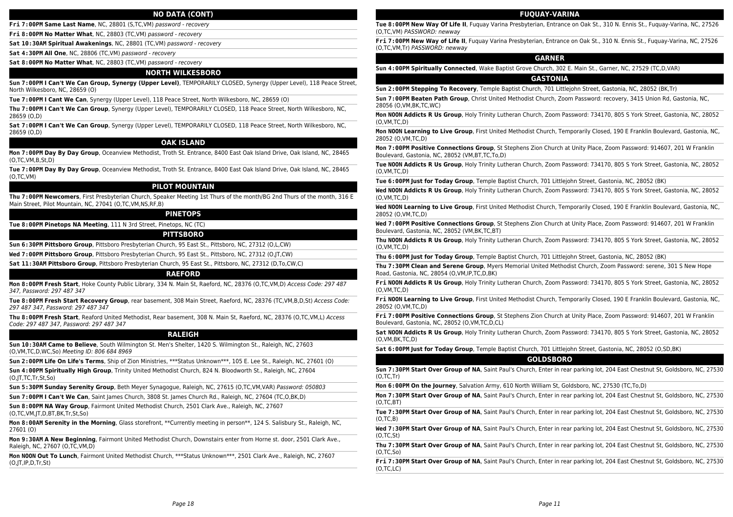## NO DATA (CONT)

**Fri 7:00PM Same Last Name**, NC, 28801 (S,TC,VM) *password - recovery*

**Fri 8:00PM No Matter What**, NC, 28803 (TC,VM) *password - recovery*

**Sat 10:30AM Spiritual Awakenings**, NC, 28801 (TC,VM) *password - recovery*

**Sat 4:30PM All One**, NC, 28806 (TC,VM) *password - recovery*

**Sat 8:00PM No Matter What**, NC, 28803 (TC,VM) *password - recovery*

## NORTH WILKESBORO

**Sun 7:00PM I Can't We Can Group, Synergy (Upper Level)**, TEMPORARILY CLOSED, Synergy (Upper Level), 118 Peace Street, North Wilkesboro, NC, 28659 (O)

**Tue 7:00PM I Cant We Can**, Synergy (Upper Level), 118 Peace Street, North Wilkesboro, NC, 28659 (O)

**Thu 7:00PM I Can't We Can Group**, Synergy (Upper Level), TEMPORARILY CLOSED, 118 Peace Street, North Wilkesboro, NC, 28659 (O,D)

**Sat 7:00PM I Can't We Can Group**, Synergy (Upper Level), TEMPORARILY CLOSED, 118 Peace Street, North Wilkesboro, NC, 28659 (O,D)

## OAK ISLAND

**Mon 7:00PM Day By Day Group**, Oceanview Methodist, Troth St. Entrance, 8400 East Oak Island Drive, Oak Island, NC, 28465 (O,TC,VM,B,St,D)

**Tue 7:00PM Day By Day Group**, Oceanview Methodist, Troth St. Entrance, 8400 East Oak Island Drive, Oak Island, NC, 28465 (O,TC,VM)

## PILOT MOUNTAIN

**Thu 7:00PM Newcomers**, First Presbyterian Church, Speaker Meeting 1st Thurs of the month/BG 2nd Thurs of the month, 316 E Main Street, Pilot Mountain, NC, 27041 (O,TC,VM,NS,RF,B)

## PINETOPS

**Tue 8:00PM Pinetops NA Meeting**, 111 N 3rd Street, Pinetops, NC (TC)

## PITTSBORO

**Sun 6:30PM Pittsboro Group**, Pittsboro Presbyterian Church, 95 East St., Pittsboro, NC, 27312 (O,L,CW)

**Wed 7:00PM Pittsboro Group**, Pittsboro Presbyterian Church, 95 East St., Pittsboro, NC, 27312 (O,JT,CW)

**Sat 11:30AM Pittsboro Group**, Pittsboro Presbyterian Church, 95 East St., Pittsboro, NC, 27312 (D,To,CW,C)

## RAEFORD

**Mon 8:00PM Fresh Start**, Hoke County Public Library, 334 N. Main St, Raeford, NC, 28376 (O,TC,VM,D) *Access Code: 297 487 347, Password: 297 487 347*

**Tue 8:00PM Fresh Start Recovery Group**, rear basement, 308 Main Street, Raeford, NC, 28376 (TC,VM,B,D,St) *Access Code: 297 487 347, Password: 297 487 347*

**Thu 8:00PM Fresh Start**, Reaford United Methodist, Rear basement, 308 N. Main St, Raeford, NC, 28376 (O,TC,VM,L) *Access Code: 297 487 347, Password: 297 487 347*

## RALEIGH

**Sun 10:30AM Came to Believe**, South Wilmington St. Men's Shelter, 1420 S. Wilmington St., Raleigh, NC, 27603 (O,VM,TC,D,WC,So) *Meeting ID: 806 684 8969*

**Sun 2:00PM Life On Life's Terms**, Ship of Zion Ministries, \*\*\*Status Unknown\*\*\*, 105 E. Lee St., Raleigh, NC, 27601 (O)

**Sun 4:00PM Spiritually High Group**, Trinity United Methodist Church, 824 N. Bloodworth St., Raleigh, NC, 27604 (O,JT,TC,Tr,St,So)

**Sun 5:30PM Sunday Serenity Group**, Beth Meyer Synagogue, Raleigh, NC, 27615 (O,TC,VM,VAR) *Password: 050803*

**Sun 7:00PM I Can't We Can**, Saint James Church, 3808 St. James Church Rd., Raleigh, NC, 27604 (TC,O,BK,D)

**Sun 8:00PM NA Way Group**, Fairmont United Methodist Church, 2501 Clark Ave., Raleigh, NC, 27607 (O,TC,VM,JT,D,BT,BK,Tr,St,So)

**Mon 8:00AM Serenity in the Morning**, Glass storefront, \*\*Currently meeting in person\*\*, 124 S. Salisbury St., Raleigh, NC, 27601 (O)

**Mon 9:30AM A New Beginning**, Fairmont United Methodist Church, Downstairs enter from Horne st. door, 2501 Clark Ave., Raleigh, NC, 27607 (O,TC,VM,D)

**Mon NOON Out To Lunch**, Fairmont United Methodist Church, \*\*\*Status Unknown\*\*\*, 2501 Clark Ave., Raleigh, NC, 27607 (O,JT,IP,D,Tr,St)

## FUQUAY-VARINA

**Tue 8:00PM New Way Of Life II**, Fuquay Varina Presbyterian, Entrance on Oak St., 310 N. Ennis St., Fuquay-Varina, NC, 27526 (O,TC,VM) *PASSWORD: newway*

**Fri 7:00PM New Way of Life II**, Fuquay Varina Presbyterian, Entrance on Oak St., 310 N. Ennis St., Fuquay-Varina, NC, 27526 (O,TC,VM,Tr) *PASSWORD: newway*

## GARNER

**Sun 4:00PM Spiritually Connected**, Wake Baptist Grove Church, 302 E. Main St., Garner, NC, 27529 (TC,D,VAR)

## GASTONIA

**Sun 2:00PM Stepping To Recovery**, Temple Baptist Church, 701 Littlejohn Street, Gastonia, NC, 28052 (BK,Tr)

**Sun 7:00PM Beaten Path Group**, Christ United Methodist Church, Zoom Password: recovery, 3415 Union Rd, Gastonia, NC, 28056 (O,VM,BK,TC,WC)

**Mon NOON Addicts R Us Group**, Holy Trinity Lutheran Church, Zoom Password: 734170, 805 S York Street, Gastonia, NC, 28052 (O,VM,TC,D)

**Mon NOON Learning to Live Group**, First United Methodist Church, Temporarily Closed, 190 E Franklin Boulevard, Gastonia, NC, 28052 (O,VM,TC,D)

**Mon 7:00PM Positive Connections Group**, St Stephens Zion Church at Unity Place, Zoom Password: 914607, 201 W Franklin Boulevard, Gastonia, NC, 28052 (VM,BT,TC,To,D)

**Tue NOON Addicts R Us Group**, Holy Trinity Lutheran Church, Zoom Password: 734170, 805 S York Street, Gastonia, NC, 28052 (O,VM,TC,D)

**Tue 6:00PM Just for Today Group**, Temple Baptist Church, 701 Littlejohn Street, Gastonia, NC, 28052 (BK)

**Wed NOON Addicts R Us Group**, Holy Trinity Lutheran Church, Zoom Password: 734170, 805 S York Street, Gastonia, NC, 28052 (O,VM,TC,D)

**Wed NOON Learning to Live Group**, First United Methodist Church, Temporarily Closed, 190 E Franklin Boulevard, Gastonia, NC, 28052 (O,VM,TC,D)

**Wed 7:00PM Positive Connections Group**, St Stephens Zion Church at Unity Place, Zoom Password: 914607, 201 W Franklin Boulevard, Gastonia, NC, 28052 (VM,BK,TC,BT)

**Thu NOON Addicts R Us Group**, Holy Trinity Lutheran Church, Zoom Password: 734170, 805 S York Street, Gastonia, NC, 28052 (O,VM,TC,D)

**Thu 6:00PM Just for Today Group**, Temple Baptist Church, 701 Littlejohn Street, Gastonia, NC, 28052 (BK)

**Thu 7:30PM Clean and Serene Group**, Myers Memorial United Methodist Church, Zoom Password: serene, 301 S New Hope Road, Gastonia, NC, 28054 (O,VM,IP,TC,D,BK)

**Fri NOON Addicts R Us Group**, Holy Trinity Lutheran Church, Zoom Password: 734170, 805 S York Street, Gastonia, NC, 28052 (O,VM,TC,D)

**Fri NOON Learning to Live Group**, First United Methodist Church, Temporarily Closed, 190 E Franklin Boulevard, Gastonia, NC, 28052 (O,VM,TC,D)

**Fri 7:00PM Positive Connections Group**, St Stephens Zion Church at Unity Place, Zoom Password: 914607, 201 W Franklin Boulevard, Gastonia, NC, 28052 (O,VM,TC,D,CL)

**Sat NOON Addicts R Us Group**, Holy Trinity Lutheran Church, Zoom Password: 734170, 805 S York Street, Gastonia, NC, 28052 (O,VM,BK,TC,D)

**Sat 6:00PM Just for Today Group**, Temple Baptist Church, 701 Littlejohn Street, Gastonia, NC, 28052 (O,SD,BK)

## GOLDSBORO

**Sun 7:30PM Start Over Group of NA**, Saint Paul's Church, Enter in rear parking lot, 204 East Chestnut St, Goldsboro, NC, 27530 (O,TC,Tr)

**Mon 6:00PM On the Journey**, Salvation Army, 610 North William St, Goldsboro, NC, 27530 (TC,To,D)

**Mon 7:30PM Start Over Group of NA**, Saint Paul's Church, Enter in rear parking lot, 204 East Chestnut St, Goldsboro, NC, 27530 (O,TC,BT)

**Tue 7:30PM Start Over Group of NA**, Saint Paul's Church, Enter in rear parking lot, 204 East Chestnut St, Goldsboro, NC, 27530 (O,TC,B)

**Wed 7:30PM Start Over Group of NA**, Saint Paul's Church, Enter in rear parking lot, 204 East Chestnut St, Goldsboro, NC, 27530 (O,TC,St)

**Thu 7:30PM Start Over Group of NA**, Saint Paul's Church, Enter in rear parking lot, 204 East Chestnut St, Goldsboro, NC, 27530 (O,TC,So)

**Fri 7:30PM Start Over Group of NA**, Saint Paul's Church, Enter in rear parking lot, 204 East Chestnut St, Goldsboro, NC, 27530 (O,TC,LC)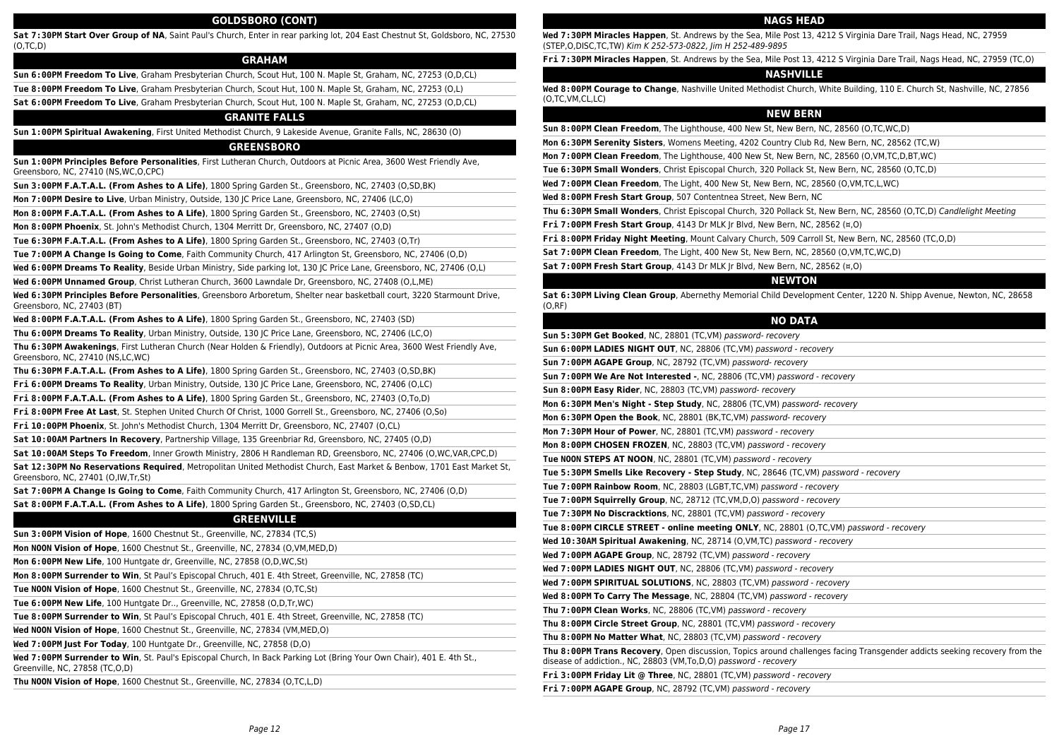## GOLDSBORO (CONT)

**Sat 7:30PM Start Over Group of NA**, Saint Paul's Church, Enter in rear parking lot, 204 East Chestnut St, Goldsboro, NC, 27530 (O,TC,D)

## GRAHAM

**Sun 6:00PM Freedom To Live**, Graham Presbyterian Church, Scout Hut, 100 N. Maple St, Graham, NC, 27253 (O,D,CL)

**Tue 8:00PM Freedom To Live**, Graham Presbyterian Church, Scout Hut, 100 N. Maple St, Graham, NC, 27253 (O,L)

**Sat 6:00PM Freedom To Live**, Graham Presbyterian Church, Scout Hut, 100 N. Maple St, Graham, NC, 27253 (O,D,CL)

## GRANITE FALLS

**Sun 1:00PM Spiritual Awakening**, First United Methodist Church, 9 Lakeside Avenue, Granite Falls, NC, 28630 (O)

## GREENSBORO

**Sun 1:00PM Principles Before Personalities**, First Lutheran Church, Outdoors at Picnic Area, 3600 West Friendly Ave, Greensboro, NC, 27410 (NS,WC,O,CPC)

**Sun 3:00PM F.A.T.A.L. (From Ashes to A Life)**, 1800 Spring Garden St., Greensboro, NC, 27403 (O,SD,BK)

**Mon 7:00PM Desire to Live**, Urban Ministry, Outside, 130 JC Price Lane, Greensboro, NC, 27406 (LC,O)

**Mon 8:00PM F.A.T.A.L. (From Ashes to A Life)**, 1800 Spring Garden St., Greensboro, NC, 27403 (O,St)

**Mon 8:00PM Phoenix**, St. John's Methodist Church, 1304 Merritt Dr, Greensboro, NC, 27407 (O,D)

**Tue 6:30PM F.A.T.A.L. (From Ashes to A Life)**, 1800 Spring Garden St., Greensboro, NC, 27403 (O,Tr)

**Tue 7:00PM A Change Is Going to Come**, Faith Community Church, 417 Arlington St, Greensboro, NC, 27406 (O,D)

**Wed 6:00PM Dreams To Reality**, Beside Urban Ministry, Side parking lot, 130 JC Price Lane, Greensboro, NC, 27406 (O,L)

**Wed 6:00PM Unnamed Group**, Christ Lutheran Church, 3600 Lawndale Dr, Greensboro, NC, 27408 (O,L,ME)

**Wed 6:30PM Principles Before Personalities**, Greensboro Arboretum, Shelter near basketball court, 3220 Starmount Drive, Greensboro, NC, 27403 (BT)

**Wed 8:00PM F.A.T.A.L. (From Ashes to A Life)**, 1800 Spring Garden St., Greensboro, NC, 27403 (SD)

**Thu 6:00PM Dreams To Reality**, Urban Ministry, Outside, 130 JC Price Lane, Greensboro, NC, 27406 (LC,O)

**Thu 6:30PM Awakenings**, First Lutheran Church (Near Holden & Friendly), Outdoors at Picnic Area, 3600 West Friendly Ave, Greensboro, NC, 27410 (NS,LC,WC)

**Thu 6:30PM F.A.T.A.L. (From Ashes to A Life)**, 1800 Spring Garden St., Greensboro, NC, 27403 (O,SD,BK)

**Fri 6:00PM Dreams To Reality**, Urban Ministry, Outside, 130 JC Price Lane, Greensboro, NC, 27406 (O,LC)

**Fri 8:00PM F.A.T.A.L. (From Ashes to A Life)**, 1800 Spring Garden St., Greensboro, NC, 27403 (O,To,D)

**Fri 8:00PM Free At Last**, St. Stephen United Church Of Christ, 1000 Gorrell St., Greensboro, NC, 27406 (O,So)

**Fri 10:00PM Phoenix**, St. John's Methodist Church, 1304 Merritt Dr, Greensboro, NC, 27407 (O,CL)

**Sat 10:00AM Partners In Recovery**, Partnership Village, 135 Greenbriar Rd, Greensboro, NC, 27405 (O,D)

**Sat 10:00AM Steps To Freedom**, Inner Growth Ministry, 2806 H Randleman RD, Greensboro, NC, 27406 (O,WC,VAR,CPC,D)

**Sat 12:30PM No Reservations Required**, Metropolitan United Methodist Church, East Market & Benbow, 1701 East Market St, Greensboro, NC, 27401 (O,IW,Tr,St)

**Sat 7:00PM A Change Is Going to Come**, Faith Community Church, 417 Arlington St, Greensboro, NC, 27406 (O,D)

**Sat 8:00PM F.A.T.A.L. (From Ashes to A Life)**, 1800 Spring Garden St., Greensboro, NC, 27403 (O,SD,CL)

## GREENVILLE

**Sun 3:00PM Vision of Hope**, 1600 Chestnut St., Greenville, NC, 27834 (TC,S)

**Mon NOON Vision of Hope**, 1600 Chestnut St., Greenville, NC, 27834 (O,VM,MED,D)

**Mon 6:00PM New Life**, 100 Huntgate dr, Greenville, NC, 27858 (O,D,WC,St)

**Mon 8:00PM Surrender to Win**, St Paul's Episcopal Chruch, 401 E. 4th Street, Greenville, NC, 27858 (TC)

**Tue NOON Vision of Hope**, 1600 Chestnut St., Greenville, NC, 27834 (O,TC,St)

**Tue 6:00PM New Life**, 100 Huntgate Dr.., Greenville, NC, 27858 (O,D,Tr,WC)

**Tue 8:00PM Surrender to Win**, St Paul's Episcopal Chruch, 401 E. 4th Street, Greenville, NC, 27858 (TC)

**Wed NOON Vision of Hope**, 1600 Chestnut St., Greenville, NC, 27834 (VM,MED,O)

**Wed 7:00PM Just For Today**, 100 Huntgate Dr., Greenville, NC, 27858 (D,O)

**Wed 7:00PM Surrender to Win**, St. Paul's Episcopal Church, In Back Parking Lot (Bring Your Own Chair), 401 E. 4th St., Greenville, NC, 27858 (TC,O,D)

**Thu NOON Vision of Hope**, 1600 Chestnut St., Greenville, NC, 27834 (O,TC,L,D)

## NAGS HEAD

**Wed 7:30PM Miracles Happen**, St. Andrews by the Sea, Mile Post 13, 4212 S Virginia Dare Trail, Nags Head, NC, 27959 (STEP,O,DISC,TC,TW) *Kim K 252-573-0822, Jim H 252-489-9895*

**Fri 7:30PM Miracles Happen**, St. Andrews by the Sea, Mile Post 13, 4212 S Virginia Dare Trail, Nags Head, NC, 27959 (TC,O)

## NASHVILLE

**Wed 8:00PM Courage to Change**, Nashville United Methodist Church, White Building, 110 E. Church St, Nashville, NC, 27856 (O,TC,VM,CL,LC)

## NEW BERN

**Sun 8:00PM Clean Freedom**, The Lighthouse, 400 New St, New Bern, NC, 28560 (O,TC,WC,D)

**Mon 6:30PM Serenity Sisters**, Womens Meeting, 4202 Country Club Rd, New Bern, NC, 28562 (TC,W)

**Mon 7:00PM Clean Freedom**, The Lighthouse, 400 New St, New Bern, NC, 28560 (O,VM,TC,D,BT,WC)

**Tue 6:30PM Small Wonders**, Christ Episcopal Church, 320 Pollack St, New Bern, NC, 28560 (O,TC,D)

**Wed 7:00PM Clean Freedom**, The Light, 400 New St, New Bern, NC, 28560 (O,VM,TC,L,WC)

**Wed 8:00PM Fresh Start Group**, 507 Contentnea Street, New Bern, NC

**Thu 6:30PM Small Wonders**, Christ Episcopal Church, 320 Pollack St, New Bern, NC, 28560 (O,TC,D) *Candlelight Meeting*

**Fri 7:00PM Fresh Start Group**, 4143 Dr MLK Jr Blvd, New Bern, NC, 28562 (¤,O)

**Fri 8:00PM Friday Night Meeting**, Mount Calvary Church, 509 Carroll St, New Bern, NC, 28560 (TC,O,D)

**Sat 7:00PM Clean Freedom**, The Light, 400 New St, New Bern, NC, 28560 (O,VM,TC,WC,D)

**Sat 7:00PM Fresh Start Group**, 4143 Dr MLK Jr Blvd, New Bern, NC, 28562 (¤,O)

## NEWTON

**Sat 6:30PM Living Clean Group**, Abernethy Memorial Child Development Center, 1220 N. Shipp Avenue, Newton, NC, 28658 (O,RF)

## NO DATA

**Sun 5:30PM Get Booked**, NC, 28801 (TC,VM) *password- recovery*

**Sun 6:00PM LADIES NIGHT OUT**, NC, 28806 (TC,VM) *password - recovery*

**Sun 7:00PM AGAPE Group**, NC, 28792 (TC,VM) *password- recovery*

**Sun 7:00PM We Are Not Interested -**, NC, 28806 (TC,VM) *password - recovery*

**Sun 8:00PM Easy Rider**, NC, 28803 (TC,VM) *password- recovery*

**Mon 6:30PM Men's Night - Step Study**, NC, 28806 (TC,VM) *password- recovery*

**Mon 6:30PM Open the Book**, NC, 28801 (BK,TC,VM) *password- recovery*

**Mon 7:30PM Hour of Power**, NC, 28801 (TC,VM) *password - recovery*

**Mon 8:00PM CHOSEN FROZEN**, NC, 28803 (TC,VM) *password - recovery*

**Tue NOON STEPS AT NOON**, NC, 28801 (TC,VM) *password - recovery*

**Tue 5:30PM Smells Like Recovery - Step Study**, NC, 28646 (TC,VM) *password - recovery*

**Tue 7:00PM Rainbow Room**, NC, 28803 (LGBT,TC,VM) *password - recovery*

**Tue 7:00PM Squirrelly Group**, NC, 28712 (TC,VM,D,O) *password - recovery*

**Tue 7:30PM No Discracktions**, NC, 28801 (TC,VM) *password - recovery*

**Tue 8:00PM CIRCLE STREET - online meeting ONLY**, NC, 28801 (O,TC,VM) *password - recovery*

**Wed 10:30AM Spiritual Awakening**, NC, 28714 (O,VM,TC) *password - recovery*

**Wed 7:00PM AGAPE Group**, NC, 28792 (TC,VM) *password - recovery*

**Wed 7:00PM LADIES NIGHT OUT**, NC, 28806 (TC,VM) *password - recovery*

**Wed 7:00PM SPIRITUAL SOLUTIONS**, NC, 28803 (TC,VM) *password - recovery*

**Wed 8:00PM To Carry The Message**, NC, 28804 (TC,VM) *password - recovery*

**Thu 7:00PM Clean Works**, NC, 28806 (TC,VM) *password - recovery*

**Thu 8:00PM Circle Street Group**, NC, 28801 (TC,VM) *password - recovery*

**Thu 8:00PM No Matter What**, NC, 28803 (TC,VM) *password - recovery*

**Thu 8:00PM Trans Recovery**, Open discussion, Topics around challenges facing Transgender addicts seeking recovery from the disease of addiction., NC, 28803 (VM,To,D,O) *password - recovery*

**Fri 3:00PM Friday Lit @ Three**, NC, 28801 (TC,VM) *password - recovery*

**Fri 7:00PM AGAPE Group**, NC, 28792 (TC,VM) *password - recovery*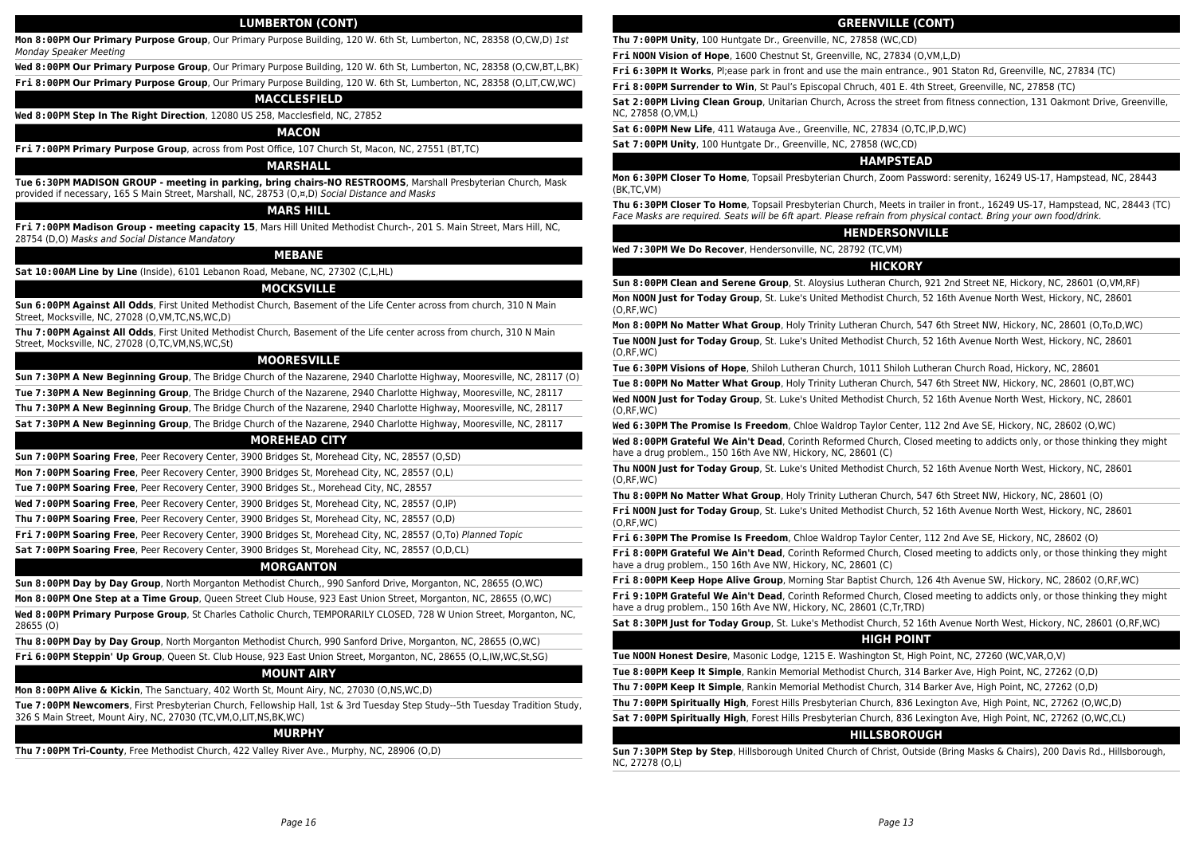## LUMBERTON (CONT)

**Mon 8:00PM Our Primary Purpose Group**, Our Primary Purpose Building, 120 W. 6th St, Lumberton, NC, 28358 (O,CW,D) *1st Monday Speaker Meeting*

**Wed 8:00PM Our Primary Purpose Group**, Our Primary Purpose Building, 120 W. 6th St, Lumberton, NC, 28358 (O,CW,BT,L,BK)

**Fri 8:00PM Our Primary Purpose Group**, Our Primary Purpose Building, 120 W. 6th St, Lumberton, NC, 28358 (O,LIT,CW,WC)

## MACCLESFIELD

**Wed 8:00PM Step In The Right Direction**, 12080 US 258, Macclesfield, NC, 27852

## MACON

**Fri 7:00PM Primary Purpose Group**, across from Post Office, 107 Church St, Macon, NC, 27551 (BT,TC)

## MARSHALL

**Tue 6:30PM MADISON GROUP - meeting in parking, bring chairs-NO RESTROOMS**, Marshall Presbyterian Church, Mask provided if necessary, 165 S Main Street, Marshall, NC, 28753 (O,¤,D) *Social Distance and Masks*

## MARS HILL

**Fri 7:00PM Madison Group - meeting capacity 15**, Mars Hill United Methodist Church-, 201 S. Main Street, Mars Hill, NC, 28754 (D,O) *Masks and Social Distance Mandatory*

## MEBANE

**Sat 10:00AM Line by Line** (Inside), 6101 Lebanon Road, Mebane, NC, 27302 (C,L,HL)

## MOCKSVILLE

**Sun 6:00PM Against All Odds**, First United Methodist Church, Basement of the Life Center across from church, 310 N Main Street, Mocksville, NC, 27028 (O,VM,TC,NS,WC,D)

**Thu 7:00PM Against All Odds**, First United Methodist Church, Basement of the Life center across from church, 310 N Main Street, Mocksville, NC, 27028 (O,TC,VM,NS,WC,St)

## MOORESVILLE

**Sun 7:30PM A New Beginning Group**, The Bridge Church of the Nazarene, 2940 Charlotte Highway, Mooresville, NC, 28117 (O)

**Tue 7:30PM A New Beginning Group**, The Bridge Church of the Nazarene, 2940 Charlotte Highway, Mooresville, NC, 28117

**Thu 7:30PM A New Beginning Group**, The Bridge Church of the Nazarene, 2940 Charlotte Highway, Mooresville, NC, 28117

**Sat 7:30PM A New Beginning Group**, The Bridge Church of the Nazarene, 2940 Charlotte Highway, Mooresville, NC, 28117

## MOREHEAD CITY

**Sun 7:00PM Soaring Free**, Peer Recovery Center, 3900 Bridges St, Morehead City, NC, 28557 (O,SD)

**Mon 7:00PM Soaring Free**, Peer Recovery Center, 3900 Bridges St, Morehead City, NC, 28557 (O,L)

**Tue 7:00PM Soaring Free**, Peer Recovery Center, 3900 Bridges St., Morehead City, NC, 28557

**Wed 7:00PM Soaring Free**, Peer Recovery Center, 3900 Bridges St, Morehead City, NC, 28557 (O,IP)

**Thu 7:00PM Soaring Free**, Peer Recovery Center, 3900 Bridges St, Morehead City, NC, 28557 (O,D)

**Fri 7:00PM Soaring Free**, Peer Recovery Center, 3900 Bridges St, Morehead City, NC, 28557 (O,To) *Planned Topic*

**Sat 7:00PM Soaring Free**, Peer Recovery Center, 3900 Bridges St, Morehead City, NC, 28557 (O,D,CL)

## MORGANTON

**Sun 8:00PM Day by Day Group**, North Morganton Methodist Church, 990 Sanford Drive, Morganton, NC, 28655 (O,WC)

**Mon 8:00PM One Step at a Time Group**, Queen Street Club House, 923 East Union Street, Morganton, NC, 28655 (O,WC)

**Wed 8:00PM Primary Purpose Group**, St Charles Catholic Church, TEMPORARILY CLOSED, 728 W Union Street, Morganton, NC, 28655 (O)

**Thu 8:00PM Day by Day Group**, North Morganton Methodist Church, 990 Sanford Drive, Morganton, NC, 28655 (O,WC)

**Fri 6:00PM Steppin' Up Group**, Queen St. Club House, 923 East Union Street, Morganton, NC, 28655 (O,L,IW,WC,St,SG)

## MOUNT AIRY

**Mon 8:00PM Alive & Kickin**, The Sanctuary, 402 Worth St, Mount Airy, NC, 27030 (O,NS,WC,D)

**Tue 7:00PM Newcomers**, First Presbyterian Church, Fellowship Hall, 1st & 3rd Tuesday Step Study--5th Tuesday Tradition Study, 326 S Main Street, Mount Airy, NC, 27030 (TC,VM,O,LIT,NS,BK,WC)

## MURPHY

**Thu 7:00PM Tri-County**, Free Methodist Church, 422 Valley River Ave., Murphy, NC, 28906 (O,D)

## GREENVILLE (CONT)

**Thu 7:00PM Unity**, 100 Huntgate Dr., Greenville, NC, 27858 (WC,CD)

**Fri NOON Vision of Hope**, 1600 Chestnut St, Greenville, NC, 27834 (O,VM,L,D)

**Fri 6:30PM It Works**, Pl;ease park in front and use the main entrance., 901 Staton Rd, Greenville, NC, 27834 (TC)

**Fri 8:00PM Surrender to Win**, St Paul's Episcopal Chruch, 401 E. 4th Street, Greenville, NC, 27858 (TC)

**Sat 2:00PM Living Clean Group**, Unitarian Church, Across the street from fitness connection, 131 Oakmont Drive, Greenville, NC, 27858 (O,VM,L)

**Sat 6:00PM New Life**, 411 Watauga Ave., Greenville, NC, 27834 (O,TC,IP,D,WC)

**Sat 7:00PM Unity**, 100 Huntgate Dr., Greenville, NC, 27858 (WC,CD)

## HAMPSTEAD

**Mon 6:30PM Closer To Home**, Topsail Presbyterian Church, Zoom Password: serenity, 16249 US-17, Hampstead, NC, 28443 (BK,TC,VM)

**Thu 6:30PM Closer To Home**, Topsail Presbyterian Church, Meets in trailer in front., 16249 US-17, Hampstead, NC, 28443 (TC) *Face Masks are required. Seats will be 6ft apart. Please refrain from physical contact. Bring your own food/drink.*

## HENDERSONVILLE

**Wed 7:30PM We Do Recover**, Hendersonville, NC, 28792 (TC,VM)

## HICKORY

**Sun 8:00PM Clean and Serene Group**, St. Aloysius Lutheran Church, 921 2nd Street NE, Hickory, NC, 28601 (O,VM,RF)

**Mon NOON Just for Today Group**, St. Luke's United Methodist Church, 52 16th Avenue North West, Hickory, NC, 28601 (O,RF,WC)

**Mon 8:00PM No Matter What Group**, Holy Trinity Lutheran Church, 547 6th Street NW, Hickory, NC, 28601 (O,To,D,WC)

**Tue NOON Just for Today Group**, St. Luke's United Methodist Church, 52 16th Avenue North West, Hickory, NC, 28601 (O,RF,WC)

**Tue 6:30PM Visions of Hope**, Shiloh Lutheran Church, 1011 Shiloh Lutheran Church Road, Hickory, NC, 28601

**Tue 8:00PM No Matter What Group**, Holy Trinity Lutheran Church, 547 6th Street NW, Hickory, NC, 28601 (O,BT,WC)

**Wed NOON Just for Today Group**, St. Luke's United Methodist Church, 52 16th Avenue North West, Hickory, NC, 28601 (O,RF,WC)

**Wed 6:30PM The Promise Is Freedom**, Chloe Waldrop Taylor Center, 112 2nd Ave SE, Hickory, NC, 28602 (O,WC)

**Wed 8:00PM Grateful We Ain't Dead**, Corinth Reformed Church, Closed meeting to addicts only, or those thinking they might have a drug problem., 150 16th Ave NW, Hickory, NC, 28601 (C)

**Thu NOON Just for Today Group**, St. Luke's United Methodist Church, 52 16th Avenue North West, Hickory, NC, 28601 (O,RF,WC)

**Thu 8:00PM No Matter What Group**, Holy Trinity Lutheran Church, 547 6th Street NW, Hickory, NC, 28601 (O)

**Fri NOON Just for Today Group**, St. Luke's United Methodist Church, 52 16th Avenue North West, Hickory, NC, 28601 (O,RF,WC)

**Fri 6:30PM The Promise Is Freedom**, Chloe Waldrop Taylor Center, 112 2nd Ave SE, Hickory, NC, 28602 (O)

**Fri 8:00PM Grateful We Ain't Dead**, Corinth Reformed Church, Closed meeting to addicts only, or those thinking they might have a drug problem., 150 16th Ave NW, Hickory, NC, 28601 (C)

**Fri 8:00PM Keep Hope Alive Group**, Morning Star Baptist Church, 126 4th Avenue SW, Hickory, NC, 28602 (O,RF,WC)

**Fri 9:10PM Grateful We Ain't Dead**, Corinth Reformed Church, Closed meeting to addicts only, or those thinking they might have a drug problem., 150 16th Ave NW, Hickory, NC, 28601 (C,Tr,TRD)

**Sat 8:30PM Just for Today Group**, St. Luke's Methodist Church, 52 16th Avenue North West, Hickory, NC, 28601 (O,RF,WC)

## HIGH POINT

**Tue NOON Honest Desire**, Masonic Lodge, 1215 E. Washington St, High Point, NC, 27260 (WC,VAR,O,V)

**Tue 8:00PM Keep It Simple**, Rankin Memorial Methodist Church, 314 Barker Ave, High Point, NC, 27262 (O,D)

**Thu 7:00PM Keep It Simple**, Rankin Memorial Methodist Church, 314 Barker Ave, High Point, NC, 27262 (O,D)

**Thu 7:00PM Spiritually High**, Forest Hills Presbyterian Church, 836 Lexington Ave, High Point, NC, 27262 (O,WC,D)

**Sat 7:00PM Spiritually High**, Forest Hills Presbyterian Church, 836 Lexington Ave, High Point, NC, 27262 (O,WC,CL)

## HILLSBOROUGH

**Sun 7:30PM Step by Step**, Hillsborough United Church of Christ, Outside (Bring Masks & Chairs), 200 Davis Rd., Hillsborough, NC, 27278 (O,L)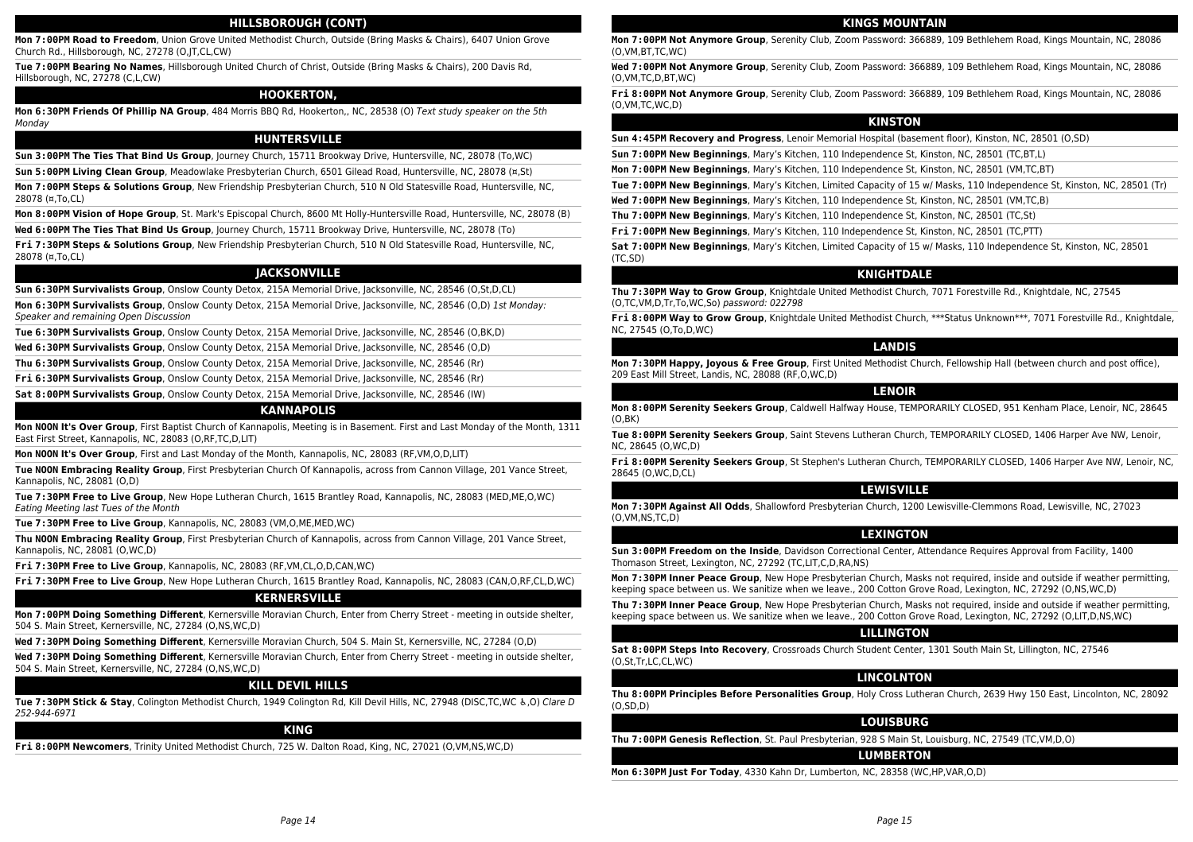## HILLSBOROUGH (CONT)

**Mon 7:00PM Road to Freedom**, Union Grove United Methodist Church, Outside (Bring Masks & Chairs), 6407 Union Grove Church Rd., Hillsborough, NC, 27278 (O,JT,CL,CW)

**Tue 7:00PM Bearing No Names**, Hillsborough United Church of Christ, Outside (Bring Masks & Chairs), 200 Davis Rd, Hillsborough, NC, 27278 (C,L,CW)

## HOOKERTON,

**Mon 6:30PM Friends Of Phillip NA Group**, 484 Morris BBQ Rd, Hookerton,, NC, 28538 (O) *Text study speaker on the 5th Monday*

## HUNTERSVILLE

**Sun 3:00PM The Ties That Bind Us Group**, Journey Church, 15711 Brookway Drive, Huntersville, NC, 28078 (To,WC)

**Sun 5:00PM Living Clean Group**, Meadowlake Presbyterian Church, 6501 Gilead Road, Huntersville, NC, 28078 (¤,St)

**Mon 7:00PM Steps & Solutions Group**, New Friendship Presbyterian Church, 510 N Old Statesville Road, Huntersville, NC, 28078 (¤,To,CL)

**Mon 8:00PM Vision of Hope Group**, St. Mark's Episcopal Church, 8600 Mt Holly-Huntersville Road, Huntersville, NC, 28078 (B)

**Wed 6:00PM The Ties That Bind Us Group**, Journey Church, 15711 Brookway Drive, Huntersville, NC, 28078 (To)

**Fri 7:30PM Steps & Solutions Group**, New Friendship Presbyterian Church, 510 N Old Statesville Road, Huntersville, NC, 28078 (¤,To,CL)

## JACKSONVILLE

**Sun 6:30PM Survivalists Group**, Onslow County Detox, 215A Memorial Drive, Jacksonville, NC, 28546 (O,St,D,CL)

**Mon 6:30PM Survivalists Group**, Onslow County Detox, 215A Memorial Drive, Jacksonville, NC, 28546 (O,D) *1st Monday: Speaker and remaining Open Discussion*

**Tue 6:30PM Survivalists Group**, Onslow County Detox, 215A Memorial Drive, Jacksonville, NC, 28546 (O,BK,D)

**Wed 6:30PM Survivalists Group**, Onslow County Detox, 215A Memorial Drive, Jacksonville, NC, 28546 (O,D)

**Thu 6:30PM Survivalists Group**, Onslow County Detox, 215A Memorial Drive, Jacksonville, NC, 28546 (Rr)

**Fri 6:30PM Survivalists Group**, Onslow County Detox, 215A Memorial Drive, Jacksonville, NC, 28546 (Rr)

**Sat 8:00PM Survivalists Group**, Onslow County Detox, 215A Memorial Drive, Jacksonville, NC, 28546 (IW)

## KANNAPOLIS

**Mon NOON It's Over Group**, First Baptist Church of Kannapolis, Meeting is in Basement. First and Last Monday of the Month, 1311 East First Street, Kannapolis, NC, 28083 (O,RF,TC,D,LIT)

**Mon NOON It's Over Group**, First and Last Monday of the Month, Kannapolis, NC, 28083 (RF,VM,O,D,LIT)

**Tue NOON Embracing Reality Group**, First Presbyterian Church Of Kannapolis, across from Cannon Village, 201 Vance Street, Kannapolis, NC, 28081 (O,D)

**Tue 7:30PM Free to Live Group**, New Hope Lutheran Church, 1615 Brantley Road, Kannapolis, NC, 28083 (MED,ME,O,WC) *Eating Meeting last Tues of the Month*

**Tue 7:30PM Free to Live Group**, Kannapolis, NC, 28083 (VM,O,ME,MED,WC)

**Thu NOON Embracing Reality Group**, First Presbyterian Church of Kannapolis, across from Cannon Village, 201 Vance Street, Kannapolis, NC, 28081 (O,WC,D)

**Fri 7:30PM Free to Live Group**, Kannapolis, NC, 28083 (RF,VM,CL,O,D,CAN,WC)

**Fri 7:30PM Free to Live Group**, New Hope Lutheran Church, 1615 Brantley Road, Kannapolis, NC, 28083 (CAN,O,RF,CL,D,WC)

## KERNERSVILLE

**Mon 7:00PM Doing Something Different**, Kernersville Moravian Church, Enter from Cherry Street - meeting in outside shelter, 504 S. Main Street, Kernersville, NC, 27284 (O,NS,WC,D)

**Wed 7:30PM Doing Something Different**, Kernersville Moravian Church, 504 S. Main St, Kernersville, NC, 27284 (O,D)

**Wed 7:30PM Doing Something Different**, Kernersville Moravian Church, Enter from Cherry Street - meeting in outside shelter, 504 S. Main Street, Kernersville, NC, 27284 (O,NS,WC,D)

## KILL DEVIL HILLS

**Tue 7:30PM Stick & Stay**, Colington Methodist Church, 1949 Colington Rd, Kill Devil Hills, NC, 27948 (DISC,TC,WC ♿,O) *Clare D 252-944-6971*

## KING

**Fri 8:00PM Newcomers**, Trinity United Methodist Church, 725 W. Dalton Road, King, NC, 27021 (O,VM,NS,WC,D)

## KINGS MOUNTAIN

**Mon 7:00PM Not Anymore Group**, Serenity Club, Zoom Password: 366889, 109 Bethlehem Road, Kings Mountain, NC, 28086 (O,VM,BT,TC,WC)

**Wed 7:00PM Not Anymore Group**, Serenity Club, Zoom Password: 366889, 109 Bethlehem Road, Kings Mountain, NC, 28086 (O,VM,TC,D,BT,WC)

**Fri 8:00PM Not Anymore Group**, Serenity Club, Zoom Password: 366889, 109 Bethlehem Road, Kings Mountain, NC, 28086 (O,VM,TC,WC,D)

## KINSTON

**Sun 4:45PM Recovery and Progress**, Lenoir Memorial Hospital (basement floor), Kinston, NC, 28501 (O,SD)

**Sun 7:00PM New Beginnings**, Mary's Kitchen, 110 Independence St, Kinston, NC, 28501 (TC,BT,L)

**Mon 7:00PM New Beginnings**, Mary's Kitchen, 110 Independence St, Kinston, NC, 28501 (VM,TC,BT)

**Tue 7:00PM New Beginnings**, Mary's Kitchen, Limited Capacity of 15 w/ Masks, 110 Independence St, Kinston, NC, 28501 (Tr)

**Wed 7:00PM New Beginnings**, Mary's Kitchen, 110 Independence St, Kinston, NC, 28501 (VM,TC,B)

**Thu 7:00PM New Beginnings**, Mary's Kitchen, 110 Independence St, Kinston, NC, 28501 (TC,St)

**Fri 7:00PM New Beginnings**, Mary's Kitchen, 110 Independence St, Kinston, NC, 28501 (TC,PTT)

**Sat 7:00PM New Beginnings**, Mary's Kitchen, Limited Capacity of 15 w/ Masks, 110 Independence St, Kinston, NC, 28501 (TC,SD)

## KNIGHTDALE

**Thu 7:30PM Way to Grow Group**, Knightdale United Methodist Church, 7071 Forestville Rd., Knightdale, NC, 27545 (O,TC,VM,D,Tr,To,WC,So) *password: 022798*

**Fri 8:00PM Way to Grow Group**, Knightdale United Methodist Church, \*\*\*Status Unknown\*\*\*, 7071 Forestville Rd., Knightdale, NC, 27545 (O,To,D,WC)

## LANDIS

**Mon 7:30PM Happy, Joyous & Free Group**, First United Methodist Church, Fellowship Hall (between church and post office), 209 East Mill Street, Landis, NC, 28088 (RF,O,WC,D)

## LENOIR

**Mon 8:00PM Serenity Seekers Group**, Caldwell Halfway House, TEMPORARILY CLOSED, 951 Kenham Place, Lenoir, NC, 28645 (O,BK)

**Tue 8:00PM Serenity Seekers Group**, Saint Stevens Lutheran Church, TEMPORARILY CLOSED, 1406 Harper Ave NW, Lenoir, NC, 28645 (O,WC,D)

**Fri 8:00PM Serenity Seekers Group**, St Stephen's Lutheran Church, TEMPORARILY CLOSED, 1406 Harper Ave NW, Lenoir, NC, 28645 (O,WC,D,CL)

## LEWISVILLE

**Mon 7:30PM Against All Odds**, Shallowford Presbyterian Church, 1200 Lewisville-Clemmons Road, Lewisville, NC, 27023 (O,VM,NS,TC,D)

## LEXINGTON

**Sun 3:00PM Freedom on the Inside**, Davidson Correctional Center, Attendance Requires Approval from Facility, 1400 Thomason Street, Lexington, NC, 27292 (TC,LIT,C,D,RA,NS)

**Mon 7:30PM Inner Peace Group**, New Hope Presbyterian Church, Masks not required, inside and outside if weather permitting, keeping space between us. We sanitize when we leave., 200 Cotton Grove Road, Lexington, NC, 27292 (O,NS,WC,D)

**Thu 7:30PM Inner Peace Group**, New Hope Presbyterian Church, Masks not required, inside and outside if weather permitting, keeping space between us. We sanitize when we leave., 200 Cotton Grove Road, Lexington, NC, 27292 (O,LIT,D,NS,WC)

## LILLINGTON

**Sat 8:00PM Steps Into Recovery**, Crossroads Church Student Center, 1301 South Main St, Lillington, NC, 27546 (O,St,Tr,LC,CL,WC)

## LINCOLNTON

**Thu 8:00PM Principles Before Personalities Group**, Holy Cross Lutheran Church, 2639 Hwy 150 East, Lincolnton, NC, 28092 (O,SD,D)

## LOUISBURG

**Thu 7:00PM Genesis Reflection**, St. Paul Presbyterian Church, 928 S Main St, Louisburg, NC, 27549 (TC,VM,D,O)

## LUMBERTON

**Mon 6:30PM Just For Today**, 4330 Kahn Dr, Lumberton, NC, 28358 (WC,HP,VAR,O,D)